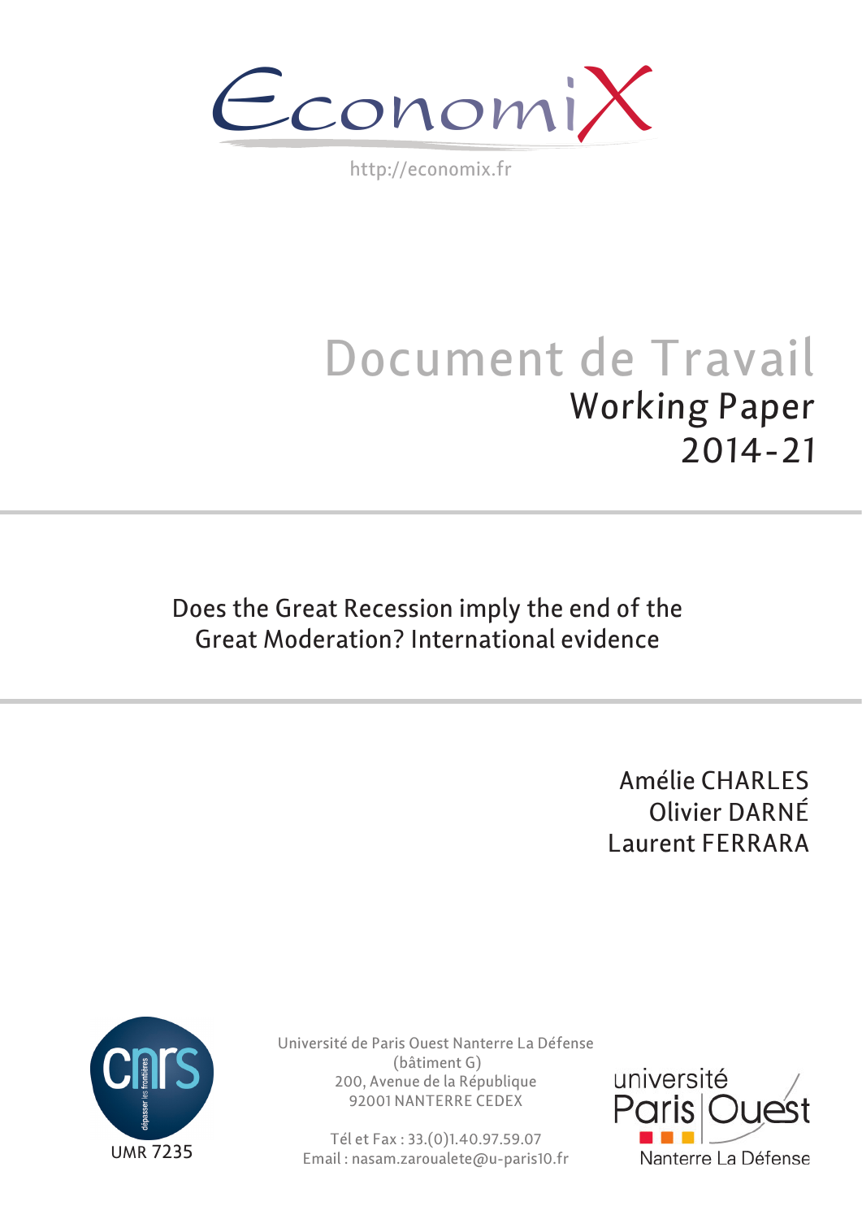EconomiX

http://economix.fr

# Document de Travail

## Working Paper 2014-21

# Does the Great Recession imply the end of the Great Moderation? International evidence

Amélie CHARLES

Olivier DARNÉ

Laurent FERRARA

UMR 7235

Université de Paris Ouest Nanterre La Défense
(bâtiment G)
200, Avenue de la République
92001 NANTERRE CEDEX

Tél et Fax : 33.(0)1.40.97.59.07
Email : nasam.zaroualete@u-paris10.fr

université Paris Ouest Nanterre La Défense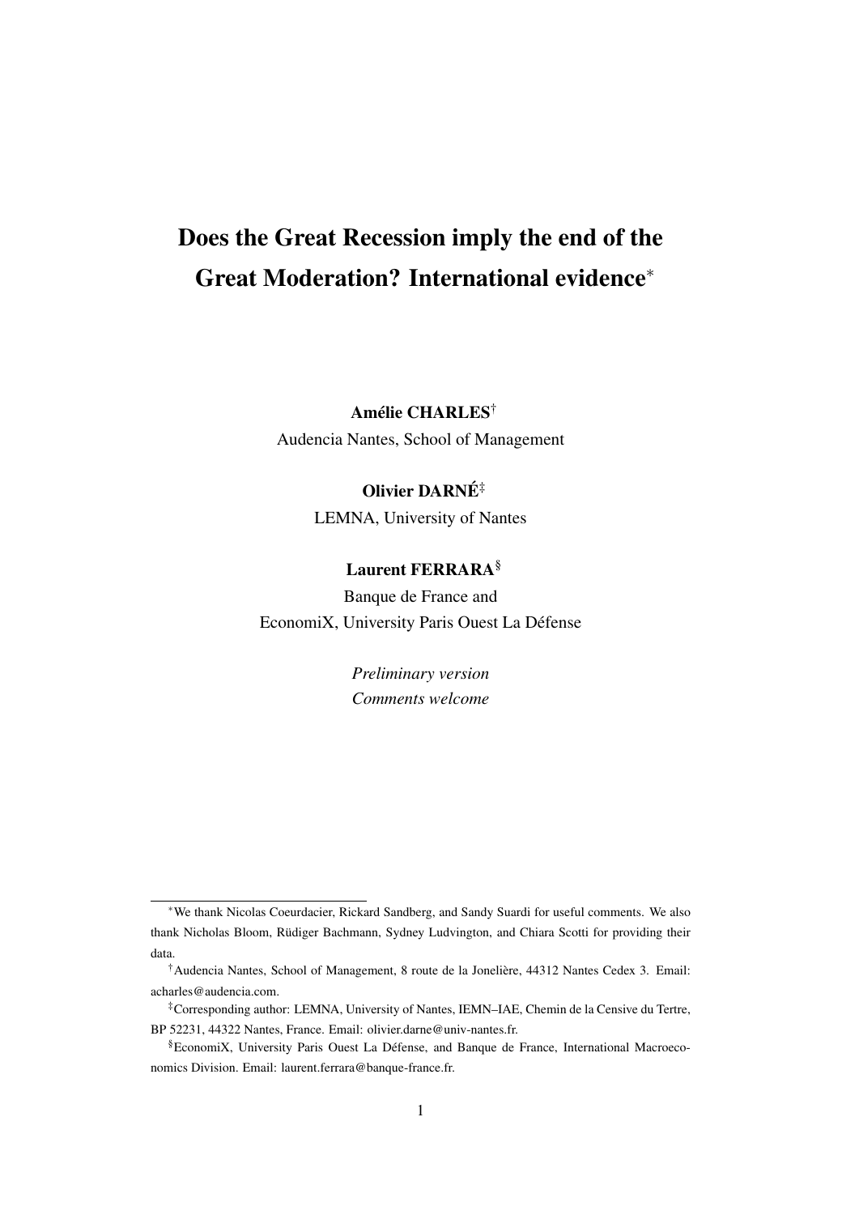# Does the Great Recession imply the end of the Great Moderation? International evidence[*]

**Amélie CHARLES**[†]

Audencia Nantes, School of Management

**Olivier DARNÉ**[‡]

LEMNA, University of Nantes

**Laurent FERRARA**[§]

Banque de France and

EconomiX, University Paris Ouest La Défense

*Preliminary version*

*Comments welcome*

---

[*] We thank Nicolas Coeurdacier, Rickard Sandberg, and Sandy Suardi for useful comments. We also thank Nicholas Bloom, Rüdiger Bachmann, Sydney Ludvington, and Chiara Scotti for providing their data.

[†] Audencia Nantes, School of Management, 8 route de la Jonelière, 44312 Nantes Cedex 3. Email: acharles@audencia.com.

[‡] Corresponding author: LEMNA, University of Nantes, IEMN–IAE, Chemin de la Censive du Tertre, BP 52231, 44322 Nantes, France. Email: olivier.darne@univ-nantes.fr.

[§] EconomiX, University Paris Ouest La Défense, and Banque de France, International Macroeconomics Division. Email: laurent.ferrara@banque-france.fr.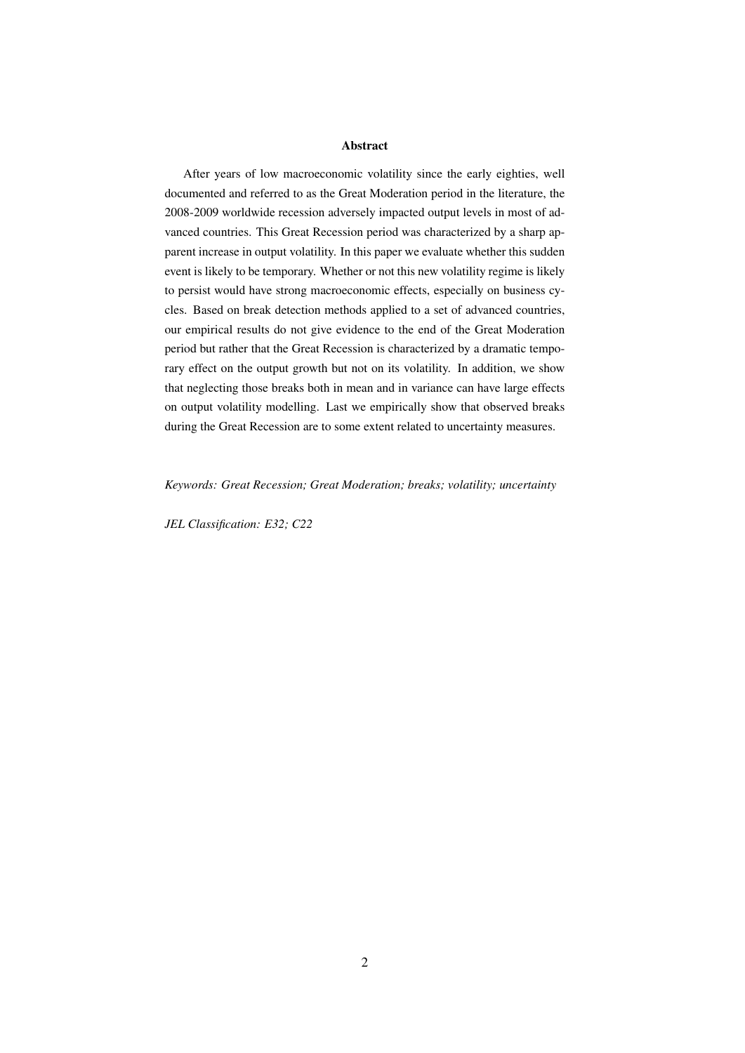**Abstract**

After years of low macroeconomic volatility since the early eighties, well documented and referred to as the Great Moderation period in the literature, the 2008-2009 worldwide recession adversely impacted output levels in most of advanced countries. This Great Recession period was characterized by a sharp apparent increase in output volatility. In this paper we evaluate whether this sudden event is likely to be temporary. Whether or not this new volatility regime is likely to persist would have strong macroeconomic effects, especially on business cycles. Based on break detection methods applied to a set of advanced countries, our empirical results do not give evidence to the end of the Great Moderation period but rather that the Great Recession is characterized by a dramatic temporary effect on the output growth but not on its volatility. In addition, we show that neglecting those breaks both in mean and in variance can have large effects on output volatility modelling. Last we empirically show that observed breaks during the Great Recession are to some extent related to uncertainty measures.

*Keywords: Great Recession; Great Moderation; breaks; volatility; uncertainty*

*JEL Classification: E32; C22*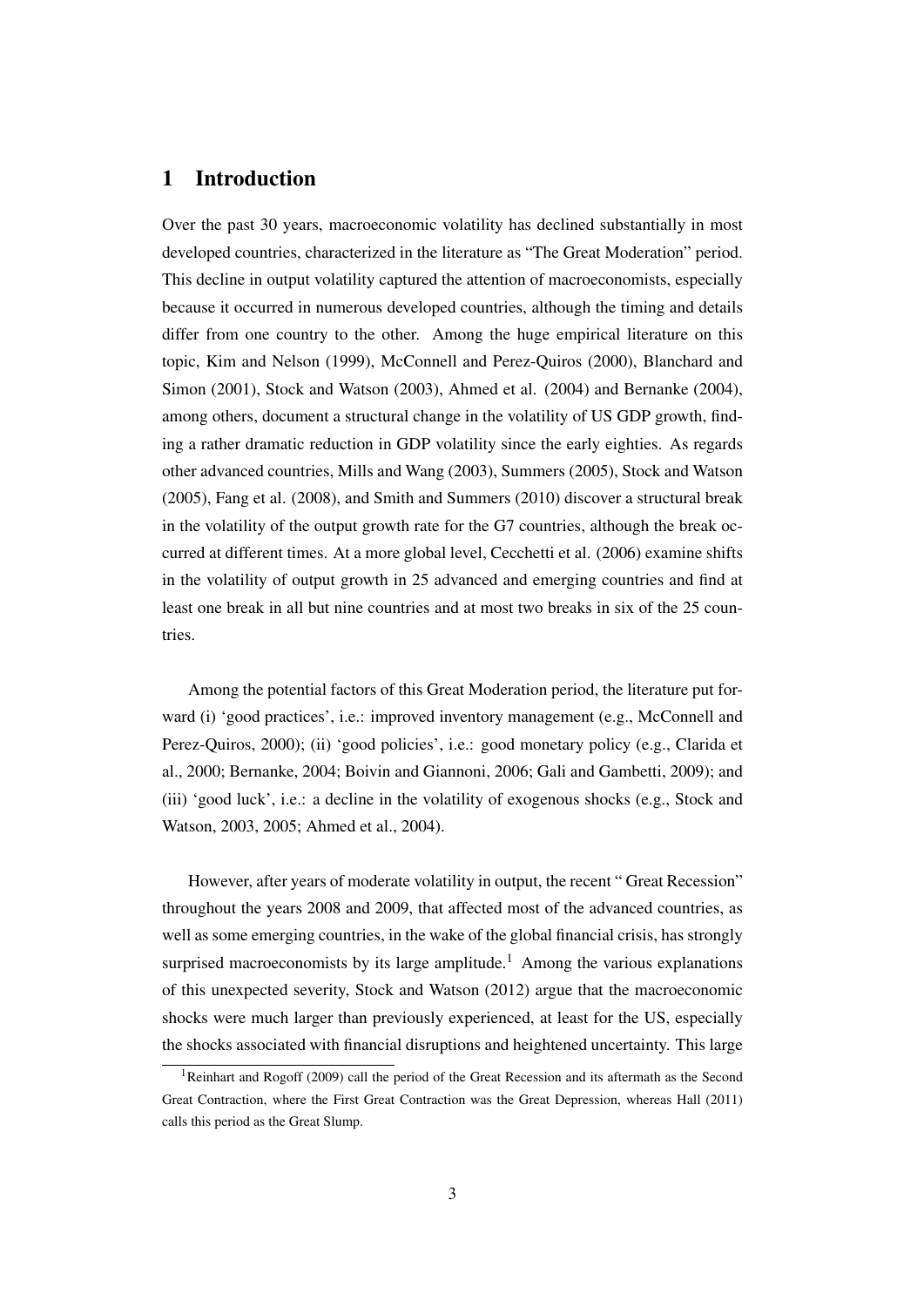# 1 Introduction

Over the past 30 years, macroeconomic volatility has declined substantially in most developed countries, characterized in the literature as "The Great Moderation" period. This decline in output volatility captured the attention of macroeconomists, especially because it occurred in numerous developed countries, although the timing and details differ from one country to the other. Among the huge empirical literature on this topic, Kim and Nelson (1999), McConnell and Perez-Quiros (2000), Blanchard and Simon (2001), Stock and Watson (2003), Ahmed et al. (2004) and Bernanke (2004), among others, document a structural change in the volatility of US GDP growth, finding a rather dramatic reduction in GDP volatility since the early eighties. As regards other advanced countries, Mills and Wang (2003), Summers (2005), Stock and Watson (2005), Fang et al. (2008), and Smith and Summers (2010) discover a structural break in the volatility of the output growth rate for the G7 countries, although the break occurred at different times. At a more global level, Cecchetti et al. (2006) examine shifts in the volatility of output growth in 25 advanced and emerging countries and find at least one break in all but nine countries and at most two breaks in six of the 25 countries.

Among the potential factors of this Great Moderation period, the literature put forward (i) 'good practices', i.e.: improved inventory management (e.g., McConnell and Perez-Quiros, 2000); (ii) 'good policies', i.e.: good monetary policy (e.g., Clarida et al., 2000; Bernanke, 2004; Boivin and Giannoni, 2006; Gali and Gambetti, 2009); and (iii) 'good luck', i.e.: a decline in the volatility of exogenous shocks (e.g., Stock and Watson, 2003, 2005; Ahmed et al., 2004).

However, after years of moderate volatility in output, the recent " Great Recession" throughout the years 2008 and 2009, that affected most of the advanced countries, as well as some emerging countries, in the wake of the global financial crisis, has strongly surprised macroeconomists by its large amplitude.[1] Among the various explanations of this unexpected severity, Stock and Watson (2012) argue that the macroeconomic shocks were much larger than previously experienced, at least for the US, especially the shocks associated with financial disruptions and heightened uncertainty. This large

[1] Reinhart and Rogoff (2009) call the period of the Great Recession and its aftermath as the Second Great Contraction, where the First Great Contraction was the Great Depression, whereas Hall (2011) calls this period as the Great Slump.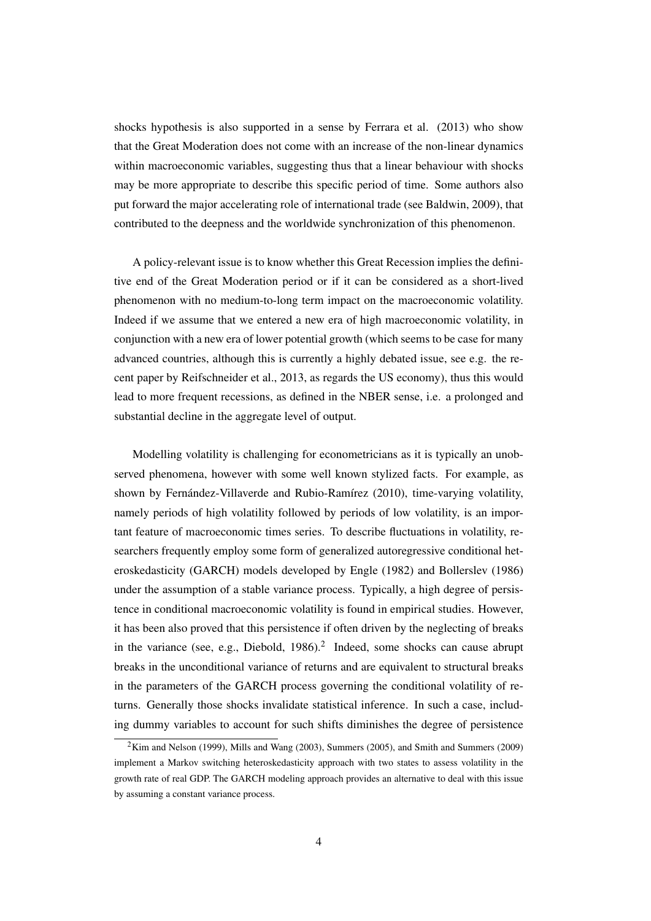shocks hypothesis is also supported in a sense by Ferrara et al. (2013) who show that the Great Moderation does not come with an increase of the non-linear dynamics within macroeconomic variables, suggesting thus that a linear behaviour with shocks may be more appropriate to describe this specific period of time. Some authors also put forward the major accelerating role of international trade (see Baldwin, 2009), that contributed to the deepness and the worldwide synchronization of this phenomenon.

A policy-relevant issue is to know whether this Great Recession implies the definitive end of the Great Moderation period or if it can be considered as a short-lived phenomenon with no medium-to-long term impact on the macroeconomic volatility. Indeed if we assume that we entered a new era of high macroeconomic volatility, in conjunction with a new era of lower potential growth (which seems to be case for many advanced countries, although this is currently a highly debated issue, see e.g. the recent paper by Reifschneider et al., 2013, as regards the US economy), thus this would lead to more frequent recessions, as defined in the NBER sense, i.e. a prolonged and substantial decline in the aggregate level of output.

Modelling volatility is challenging for econometricians as it is typically an unobserved phenomena, however with some well known stylized facts. For example, as shown by Fernández-Villaverde and Rubio-Ramírez (2010), time-varying volatility, namely periods of high volatility followed by periods of low volatility, is an important feature of macroeconomic times series. To describe fluctuations in volatility, researchers frequently employ some form of generalized autoregressive conditional heteroskedasticity (GARCH) models developed by Engle (1982) and Bollerslev (1986) under the assumption of a stable variance process. Typically, a high degree of persistence in conditional macroeconomic volatility is found in empirical studies. However, it has been also proved that this persistence if often driven by the neglecting of breaks in the variance (see, e.g., Diebold, 1986).[2] Indeed, some shocks can cause abrupt breaks in the unconditional variance of returns and are equivalent to structural breaks in the parameters of the GARCH process governing the conditional volatility of returns. Generally those shocks invalidate statistical inference. In such a case, including dummy variables to account for such shifts diminishes the degree of persistence

[2] Kim and Nelson (1999), Mills and Wang (2003), Summers (2005), and Smith and Summers (2009) implement a Markov switching heteroskedasticity approach with two states to assess volatility in the growth rate of real GDP. The GARCH modeling approach provides an alternative to deal with this issue by assuming a constant variance process.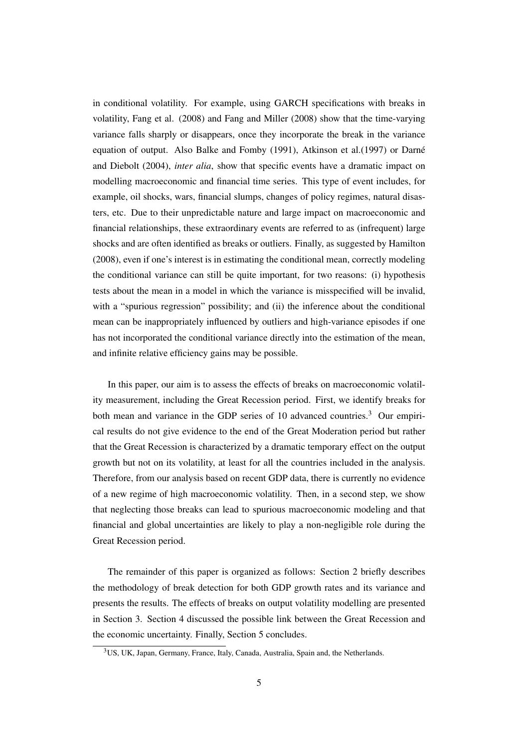in conditional volatility. For example, using GARCH specifications with breaks in volatility, Fang et al. (2008) and Fang and Miller (2008) show that the time-varying variance falls sharply or disappears, once they incorporate the break in the variance equation of output. Also Balke and Fomby (1991), Atkinson et al.(1997) or Darné and Diebolt (2004), *inter alia*, show that specific events have a dramatic impact on modelling macroeconomic and financial time series. This type of event includes, for example, oil shocks, wars, financial slumps, changes of policy regimes, natural disasters, etc. Due to their unpredictable nature and large impact on macroeconomic and financial relationships, these extraordinary events are referred to as (infrequent) large shocks and are often identified as breaks or outliers. Finally, as suggested by Hamilton (2008), even if one's interest is in estimating the conditional mean, correctly modeling the conditional variance can still be quite important, for two reasons: (i) hypothesis tests about the mean in a model in which the variance is misspecified will be invalid, with a "spurious regression" possibility; and (ii) the inference about the conditional mean can be inappropriately influenced by outliers and high-variance episodes if one has not incorporated the conditional variance directly into the estimation of the mean, and infinite relative efficiency gains may be possible.

In this paper, our aim is to assess the effects of breaks on macroeconomic volatility measurement, including the Great Recession period. First, we identify breaks for both mean and variance in the GDP series of 10 advanced countries.[3] Our empirical results do not give evidence to the end of the Great Moderation period but rather that the Great Recession is characterized by a dramatic temporary effect on the output growth but not on its volatility, at least for all the countries included in the analysis. Therefore, from our analysis based on recent GDP data, there is currently no evidence of a new regime of high macroeconomic volatility. Then, in a second step, we show that neglecting those breaks can lead to spurious macroeconomic modeling and that financial and global uncertainties are likely to play a non-negligible role during the Great Recession period.

The remainder of this paper is organized as follows: Section 2 briefly describes the methodology of break detection for both GDP growth rates and its variance and presents the results. The effects of breaks on output volatility modelling are presented in Section 3. Section 4 discussed the possible link between the Great Recession and the economic uncertainty. Finally, Section 5 concludes.

[3] US, UK, Japan, Germany, France, Italy, Canada, Australia, Spain and, the Netherlands.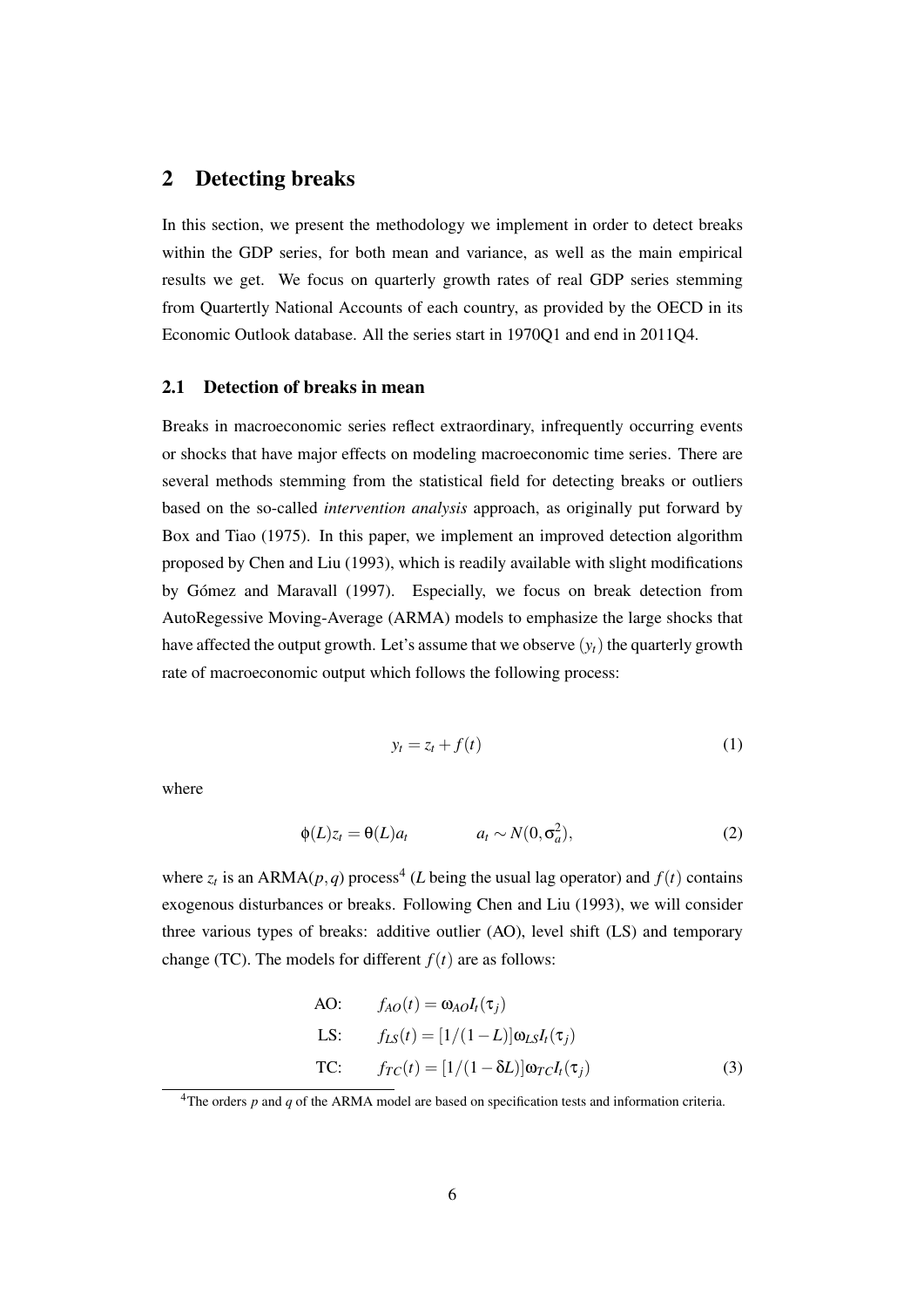## 2 Detecting breaks

In this section, we present the methodology we implement in order to detect breaks within the GDP series, for both mean and variance, as well as the main empirical results we get. We focus on quarterly growth rates of real GDP series stemming from Quartertly National Accounts of each country, as provided by the OECD in its Economic Outlook database. All the series start in 1970Q1 and end in 2011Q4.

### 2.1 Detection of breaks in mean

Breaks in macroeconomic series reflect extraordinary, infrequently occurring events or shocks that have major effects on modeling macroeconomic time series. There are several methods stemming from the statistical field for detecting breaks or outliers based on the so-called *intervention analysis* approach, as originally put forward by Box and Tiao (1975). In this paper, we implement an improved detection algorithm proposed by Chen and Liu (1993), which is readily available with slight modifications by Gómez and Maravall (1997). Especially, we focus on break detection from AutoRegessive Moving-Average (ARMA) models to emphasize the large shocks that have affected the output growth. Let's assume that we observe $(y_t)$ the quarterly growth rate of macroeconomic output which follows the following process:

$$y_t = z_t + f(t) \tag{1}$$

where

$$\phi(L)z_t = \theta(L)a_t \qquad\qquad a_t \sim N(0, \sigma_a^2), \tag{2}$$

where $z_t$ is an ARMA$(p,q)$ process[4] ($L$ being the usual lag operator) and $f(t)$ contains exogenous disturbances or breaks. Following Chen and Liu (1993), we will consider three various types of breaks: additive outlier (AO), level shift (LS) and temporary change (TC). The models for different $f(t)$ are as follows:

$$\begin{aligned}
\text{AO:} \quad & f_{AO}(t) = \omega_{AO} I_t(\tau_j) \\
\text{LS:} \quad & f_{LS}(t) = [1/(1-L)]\omega_{LS} I_t(\tau_j) \\
\text{TC:} \quad & f_{TC}(t) = [1/(1-\delta L)]\omega_{TC} I_t(\tau_j)
\end{aligned} \tag{3}$$

[4] The orders $p$ and $q$ of the ARMA model are based on specification tests and information criteria.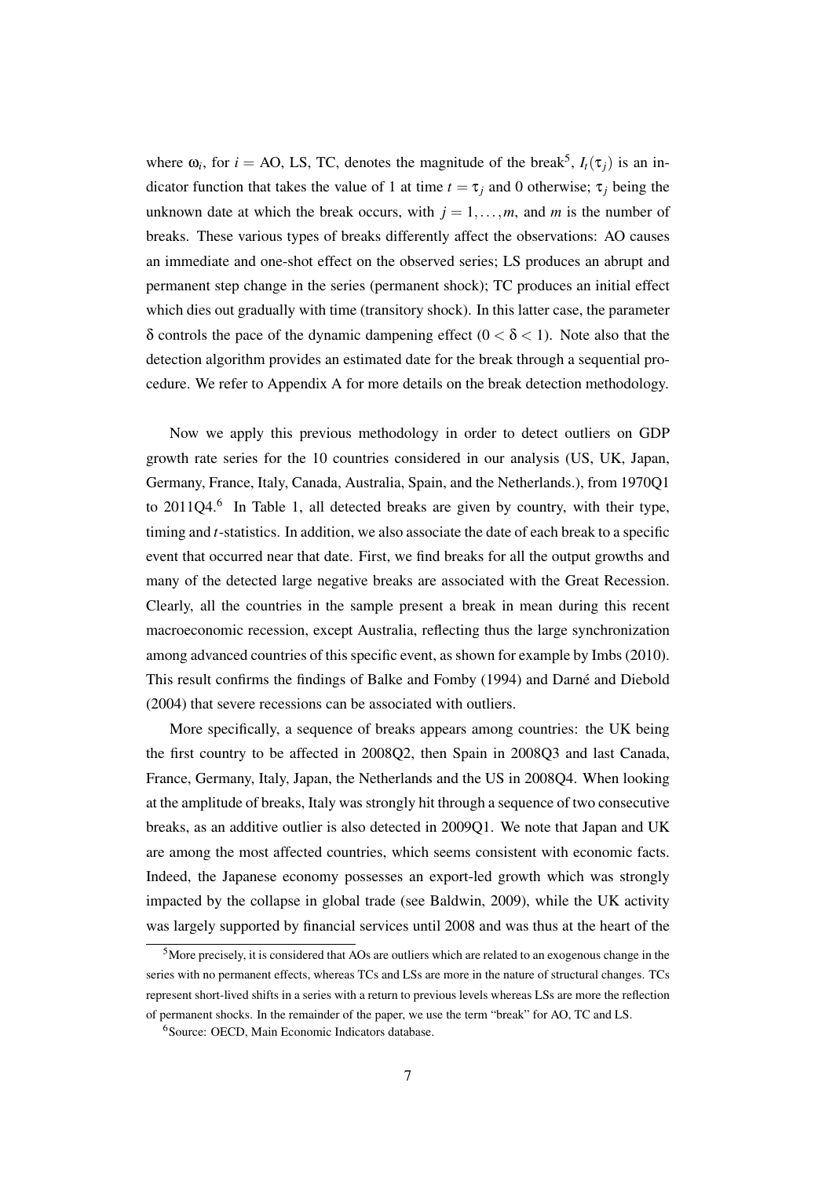where $\omega_i$, for $i$ = AO, LS, TC, denotes the magnitude of the break[5], $I_t(\tau_j)$ is an indicator function that takes the value of 1 at time $t = \tau_j$ and 0 otherwise; $\tau_j$ being the unknown date at which the break occurs, with $j = 1, \ldots, m$, and $m$ is the number of breaks. These various types of breaks differently affect the observations: AO causes an immediate and one-shot effect on the observed series; LS produces an abrupt and permanent step change in the series (permanent shock); TC produces an initial effect which dies out gradually with time (transitory shock). In this latter case, the parameter $\delta$ controls the pace of the dynamic dampening effect ($0 < \delta < 1$). Note also that the detection algorithm provides an estimated date for the break through a sequential procedure. We refer to Appendix A for more details on the break detection methodology.

Now we apply this previous methodology in order to detect outliers on GDP growth rate series for the 10 countries considered in our analysis (US, UK, Japan, Germany, France, Italy, Canada, Australia, Spain, and the Netherlands.), from 1970Q1 to 2011Q4.[6] In Table 1, all detected breaks are given by country, with their type, timing and $t$-statistics. In addition, we also associate the date of each break to a specific event that occurred near that date. First, we find breaks for all the output growths and many of the detected large negative breaks are associated with the Great Recession. Clearly, all the countries in the sample present a break in mean during this recent macroeconomic recession, except Australia, reflecting thus the large synchronization among advanced countries of this specific event, as shown for example by Imbs (2010). This result confirms the findings of Balke and Fomby (1994) and Darné and Diebold (2004) that severe recessions can be associated with outliers.

More specifically, a sequence of breaks appears among countries: the UK being the first country to be affected in 2008Q2, then Spain in 2008Q3 and last Canada, France, Germany, Italy, Japan, the Netherlands and the US in 2008Q4. When looking at the amplitude of breaks, Italy was strongly hit through a sequence of two consecutive breaks, as an additive outlier is also detected in 2009Q1. We note that Japan and UK are among the most affected countries, which seems consistent with economic facts. Indeed, the Japanese economy possesses an export-led growth which was strongly impacted by the collapse in global trade (see Baldwin, 2009), while the UK activity was largely supported by financial services until 2008 and was thus at the heart of the

[5] More precisely, it is considered that AOs are outliers which are related to an exogenous change in the series with no permanent effects, whereas TCs and LSs are more in the nature of structural changes. TCs represent short-lived shifts in a series with a return to previous levels whereas LSs are more the reflection of permanent shocks. In the remainder of the paper, we use the term "break" for AO, TC and LS.

[6] Source: OECD, Main Economic Indicators database.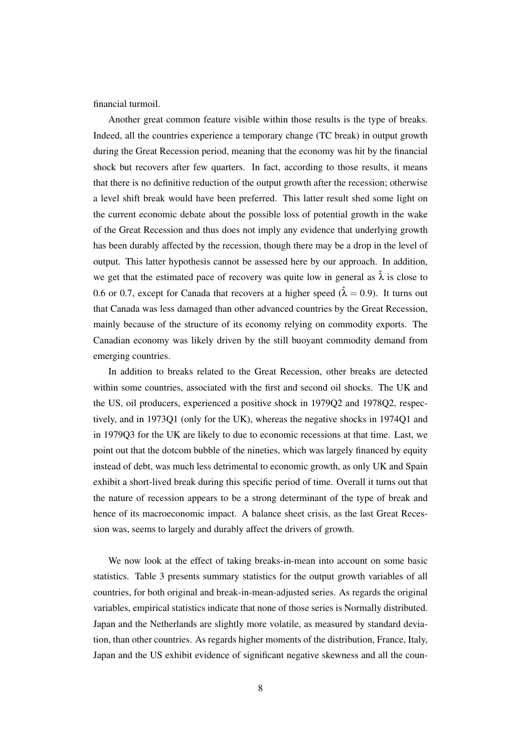financial turmoil.

Another great common feature visible within those results is the type of breaks. Indeed, all the countries experience a temporary change (TC break) in output growth during the Great Recession period, meaning that the economy was hit by the financial shock but recovers after few quarters. In fact, according to those results, it means that there is no definitive reduction of the output growth after the recession; otherwise a level shift break would have been preferred. This latter result shed some light on the current economic debate about the possible loss of potential growth in the wake of the Great Recession and thus does not imply any evidence that underlying growth has been durably affected by the recession, though there may be a drop in the level of output. This latter hypothesis cannot be assessed here by our approach. In addition, we get that the estimated pace of recovery was quite low in general as $\hat{\lambda}$ is close to 0.6 or 0.7, except for Canada that recovers at a higher speed ($\hat{\lambda} = 0.9$). It turns out that Canada was less damaged than other advanced countries by the Great Recession, mainly because of the structure of its economy relying on commodity exports. The Canadian economy was likely driven by the still buoyant commodity demand from emerging countries.

In addition to breaks related to the Great Recession, other breaks are detected within some countries, associated with the first and second oil shocks. The UK and the US, oil producers, experienced a positive shock in 1979Q2 and 1978Q2, respectively, and in 1973Q1 (only for the UK), whereas the negative shocks in 1974Q1 and in 1979Q3 for the UK are likely to due to economic recessions at that time. Last, we point out that the dotcom bubble of the nineties, which was largely financed by equity instead of debt, was much less detrimental to economic growth, as only UK and Spain exhibit a short-lived break during this specific period of time. Overall it turns out that the nature of recession appears to be a strong determinant of the type of break and hence of its macroeconomic impact. A balance sheet crisis, as the last Great Recession was, seems to largely and durably affect the drivers of growth.

We now look at the effect of taking breaks-in-mean into account on some basic statistics. Table 3 presents summary statistics for the output growth variables of all countries, for both original and break-in-mean-adjusted series. As regards the original variables, empirical statistics indicate that none of those series is Normally distributed. Japan and the Netherlands are slightly more volatile, as measured by standard deviation, than other countries. As regards higher moments of the distribution, France, Italy, Japan and the US exhibit evidence of significant negative skewness and all the coun-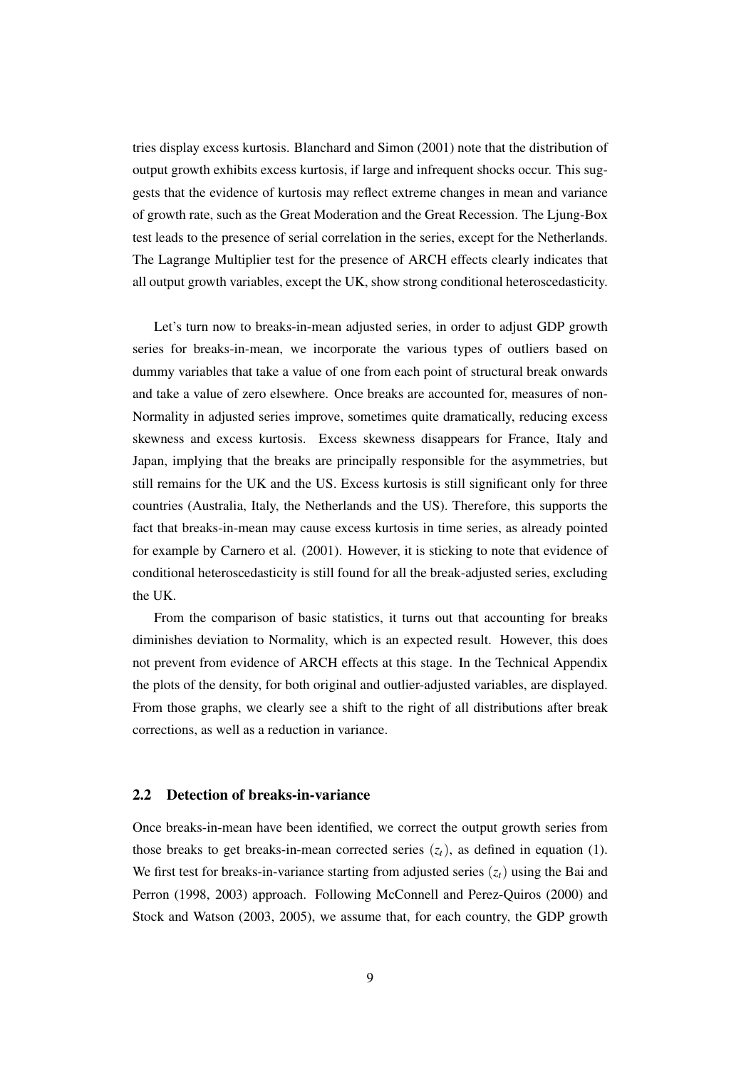tries display excess kurtosis. Blanchard and Simon (2001) note that the distribution of output growth exhibits excess kurtosis, if large and infrequent shocks occur. This suggests that the evidence of kurtosis may reflect extreme changes in mean and variance of growth rate, such as the Great Moderation and the Great Recession. The Ljung-Box test leads to the presence of serial correlation in the series, except for the Netherlands. The Lagrange Multiplier test for the presence of ARCH effects clearly indicates that all output growth variables, except the UK, show strong conditional heteroscedasticity.

Let's turn now to breaks-in-mean adjusted series, in order to adjust GDP growth series for breaks-in-mean, we incorporate the various types of outliers based on dummy variables that take a value of one from each point of structural break onwards and take a value of zero elsewhere. Once breaks are accounted for, measures of non-Normality in adjusted series improve, sometimes quite dramatically, reducing excess skewness and excess kurtosis. Excess skewness disappears for France, Italy and Japan, implying that the breaks are principally responsible for the asymmetries, but still remains for the UK and the US. Excess kurtosis is still significant only for three countries (Australia, Italy, the Netherlands and the US). Therefore, this supports the fact that breaks-in-mean may cause excess kurtosis in time series, as already pointed for example by Carnero et al. (2001). However, it is sticking to note that evidence of conditional heteroscedasticity is still found for all the break-adjusted series, excluding the UK.

From the comparison of basic statistics, it turns out that accounting for breaks diminishes deviation to Normality, which is an expected result. However, this does not prevent from evidence of ARCH effects at this stage. In the Technical Appendix the plots of the density, for both original and outlier-adjusted variables, are displayed. From those graphs, we clearly see a shift to the right of all distributions after break corrections, as well as a reduction in variance.

## 2.2 Detection of breaks-in-variance

Once breaks-in-mean have been identified, we correct the output growth series from those breaks to get breaks-in-mean corrected series $(z_t)$, as defined in equation (1). We first test for breaks-in-variance starting from adjusted series $(z_t)$ using the Bai and Perron (1998, 2003) approach. Following McConnell and Perez-Quiros (2000) and Stock and Watson (2003, 2005), we assume that, for each country, the GDP growth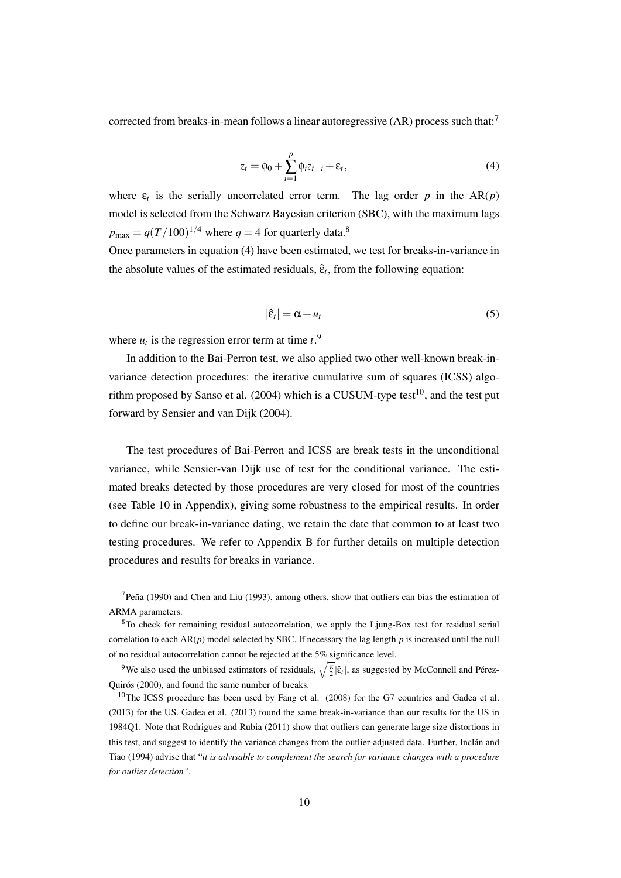corrected from breaks-in-mean follows a linear autoregressive (AR) process such that:[7]

$$z_t = \phi_0 + \sum_{i=1}^{p} \phi_i z_{t-i} + \varepsilon_t, \tag{4}$$

where $\varepsilon_t$ is the serially uncorrelated error term. The lag order $p$ in the AR($p$) model is selected from the Schwarz Bayesian criterion (SBC), with the maximum lags $p_{\max} = q(T/100)^{1/4}$ where $q = 4$ for quarterly data.[8]

Once parameters in equation (4) have been estimated, we test for breaks-in-variance in the absolute values of the estimated residuals, $\hat{\varepsilon}_t$, from the following equation:

$$|\hat{\varepsilon}_t| = \alpha + u_t \tag{5}$$

where $u_t$ is the regression error term at time $t$.[9]

In addition to the Bai-Perron test, we also applied two other well-known break-in-variance detection procedures: the iterative cumulative sum of squares (ICSS) algorithm proposed by Sanso et al. (2004) which is a CUSUM-type test[10], and the test put forward by Sensier and van Dijk (2004).

The test procedures of Bai-Perron and ICSS are break tests in the unconditional variance, while Sensier-van Dijk use of test for the conditional variance. The estimated breaks detected by those procedures are very closed for most of the countries (see Table 10 in Appendix), giving some robustness to the empirical results. In order to define our break-in-variance dating, we retain the date that common to at least two testing procedures. We refer to Appendix B for further details on multiple detection procedures and results for breaks in variance.

---

[7] Peña (1990) and Chen and Liu (1993), among others, show that outliers can bias the estimation of ARMA parameters.

[8] To check for remaining residual autocorrelation, we apply the Ljung-Box test for residual serial correlation to each AR($p$) model selected by SBC. If necessary the lag length $p$ is increased until the null of no residual autocorrelation cannot be rejected at the 5% significance level.

[9] We also used the unbiased estimators of residuals, $\sqrt{\frac{\pi}{2}}|\hat{\varepsilon}_t|$, as suggested by McConnell and Pérez-Quirós (2000), and found the same number of breaks.

[10] The ICSS procedure has been used by Fang et al. (2008) for the G7 countries and Gadea et al. (2013) for the US. Gadea et al. (2013) found the same break-in-variance than our results for the US in 1984Q1. Note that Rodrigues and Rubia (2011) show that outliers can generate large size distortions in this test, and suggest to identify the variance changes from the outlier-adjusted data. Further, Inclán and Tiao (1994) advise that "*it is advisable to complement the search for variance changes with a procedure for outlier detection*".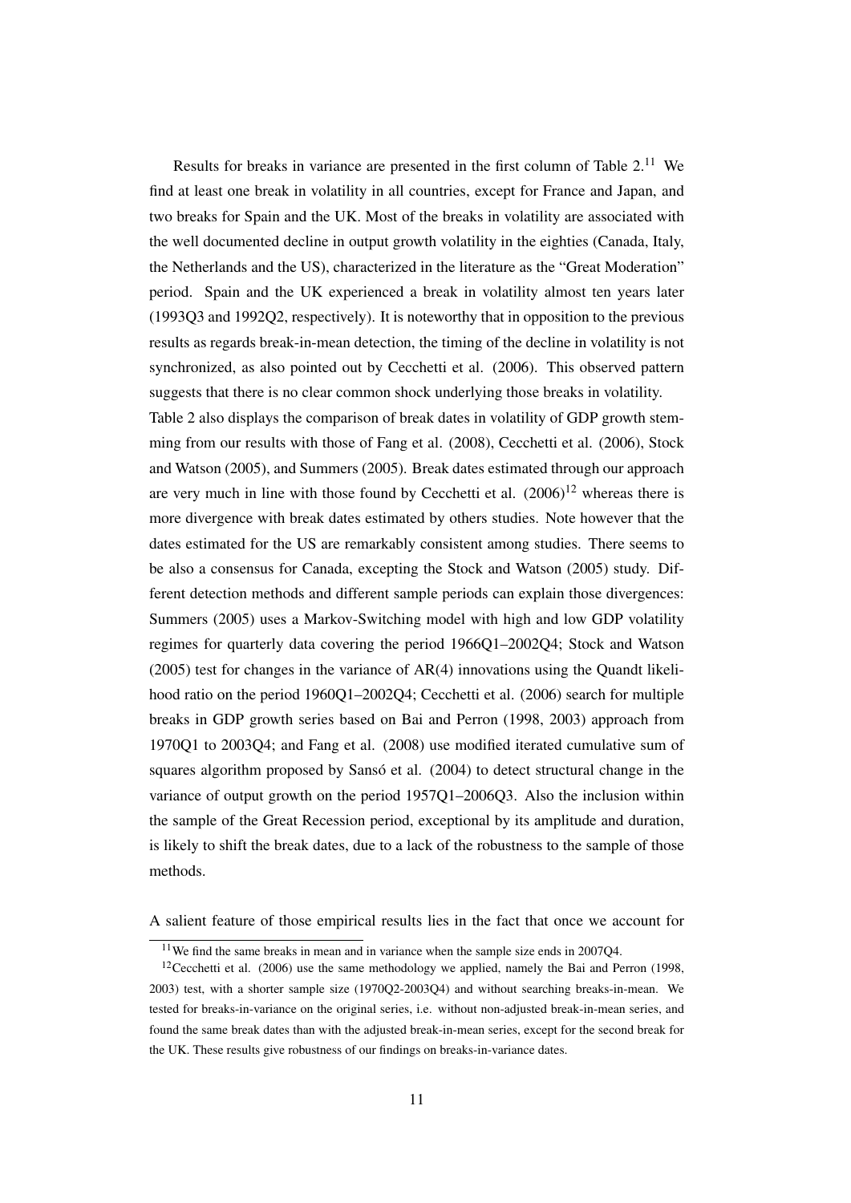Results for breaks in variance are presented in the first column of Table 2.[11] We find at least one break in volatility in all countries, except for France and Japan, and two breaks for Spain and the UK. Most of the breaks in volatility are associated with the well documented decline in output growth volatility in the eighties (Canada, Italy, the Netherlands and the US), characterized in the literature as the "Great Moderation" period. Spain and the UK experienced a break in volatility almost ten years later (1993Q3 and 1992Q2, respectively). It is noteworthy that in opposition to the previous results as regards break-in-mean detection, the timing of the decline in volatility is not synchronized, as also pointed out by Cecchetti et al. (2006). This observed pattern suggests that there is no clear common shock underlying those breaks in volatility.

Table 2 also displays the comparison of break dates in volatility of GDP growth stemming from our results with those of Fang et al. (2008), Cecchetti et al. (2006), Stock and Watson (2005), and Summers (2005). Break dates estimated through our approach are very much in line with those found by Cecchetti et al. (2006)[12] whereas there is more divergence with break dates estimated by others studies. Note however that the dates estimated for the US are remarkably consistent among studies. There seems to be also a consensus for Canada, excepting the Stock and Watson (2005) study. Different detection methods and different sample periods can explain those divergences: Summers (2005) uses a Markov-Switching model with high and low GDP volatility regimes for quarterly data covering the period 1966Q1–2002Q4; Stock and Watson (2005) test for changes in the variance of AR(4) innovations using the Quandt likelihood ratio on the period 1960Q1–2002Q4; Cecchetti et al. (2006) search for multiple breaks in GDP growth series based on Bai and Perron (1998, 2003) approach from 1970Q1 to 2003Q4; and Fang et al. (2008) use modified iterated cumulative sum of squares algorithm proposed by Sansó et al. (2004) to detect structural change in the variance of output growth on the period 1957Q1–2006Q3. Also the inclusion within the sample of the Great Recession period, exceptional by its amplitude and duration, is likely to shift the break dates, due to a lack of the robustness to the sample of those methods.

A salient feature of those empirical results lies in the fact that once we account for

[11] We find the same breaks in mean and in variance when the sample size ends in 2007Q4.

[12] Cecchetti et al. (2006) use the same methodology we applied, namely the Bai and Perron (1998, 2003) test, with a shorter sample size (1970Q2-2003Q4) and without searching breaks-in-mean. We tested for breaks-in-variance on the original series, i.e. without non-adjusted break-in-mean series, and found the same break dates than with the adjusted break-in-mean series, except for the second break for the UK. These results give robustness of our findings on breaks-in-variance dates.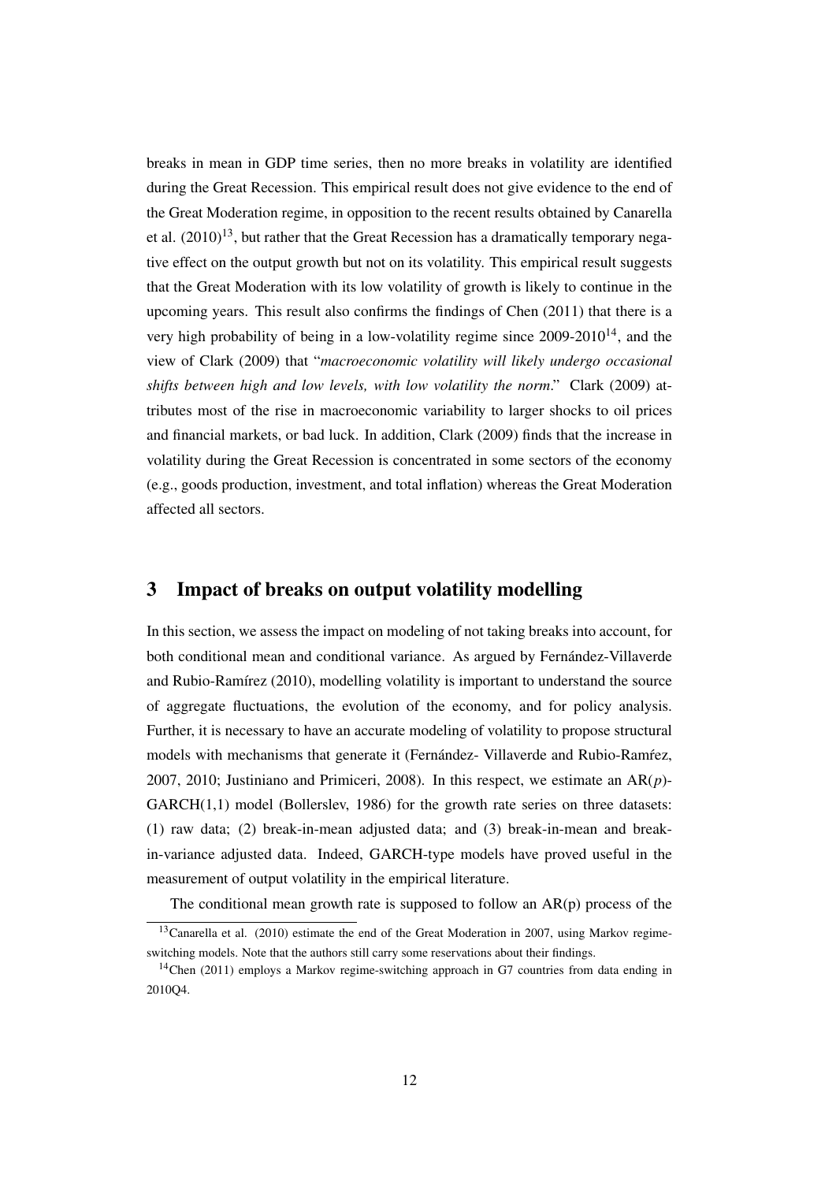breaks in mean in GDP time series, then no more breaks in volatility are identified during the Great Recession. This empirical result does not give evidence to the end of the Great Moderation regime, in opposition to the recent results obtained by Canarella et al. (2010)[13], but rather that the Great Recession has a dramatically temporary negative effect on the output growth but not on its volatility. This empirical result suggests that the Great Moderation with its low volatility of growth is likely to continue in the upcoming years. This result also confirms the findings of Chen (2011) that there is a very high probability of being in a low-volatility regime since 2009-2010[14], and the view of Clark (2009) that "*macroeconomic volatility will likely undergo occasional shifts between high and low levels, with low volatility the norm*." Clark (2009) attributes most of the rise in macroeconomic variability to larger shocks to oil prices and financial markets, or bad luck. In addition, Clark (2009) finds that the increase in volatility during the Great Recession is concentrated in some sectors of the economy (e.g., goods production, investment, and total inflation) whereas the Great Moderation affected all sectors.

# 3 Impact of breaks on output volatility modelling

In this section, we assess the impact on modeling of not taking breaks into account, for both conditional mean and conditional variance. As argued by Fernández-Villaverde and Rubio-Ramírez (2010), modelling volatility is important to understand the source of aggregate fluctuations, the evolution of the economy, and for policy analysis. Further, it is necessary to have an accurate modeling of volatility to propose structural models with mechanisms that generate it (Fernández- Villaverde and Rubio-Ramŕez, 2007, 2010; Justiniano and Primiceri, 2008). In this respect, we estimate an AR($p$)-GARCH(1,1) model (Bollerslev, 1986) for the growth rate series on three datasets: (1) raw data; (2) break-in-mean adjusted data; and (3) break-in-mean and break-in-variance adjusted data. Indeed, GARCH-type models have proved useful in the measurement of output volatility in the empirical literature.

The conditional mean growth rate is supposed to follow an AR(p) process of the

[13] Canarella et al. (2010) estimate the end of the Great Moderation in 2007, using Markov regime-switching models. Note that the authors still carry some reservations about their findings.

[14] Chen (2011) employs a Markov regime-switching approach in G7 countries from data ending in 2010Q4.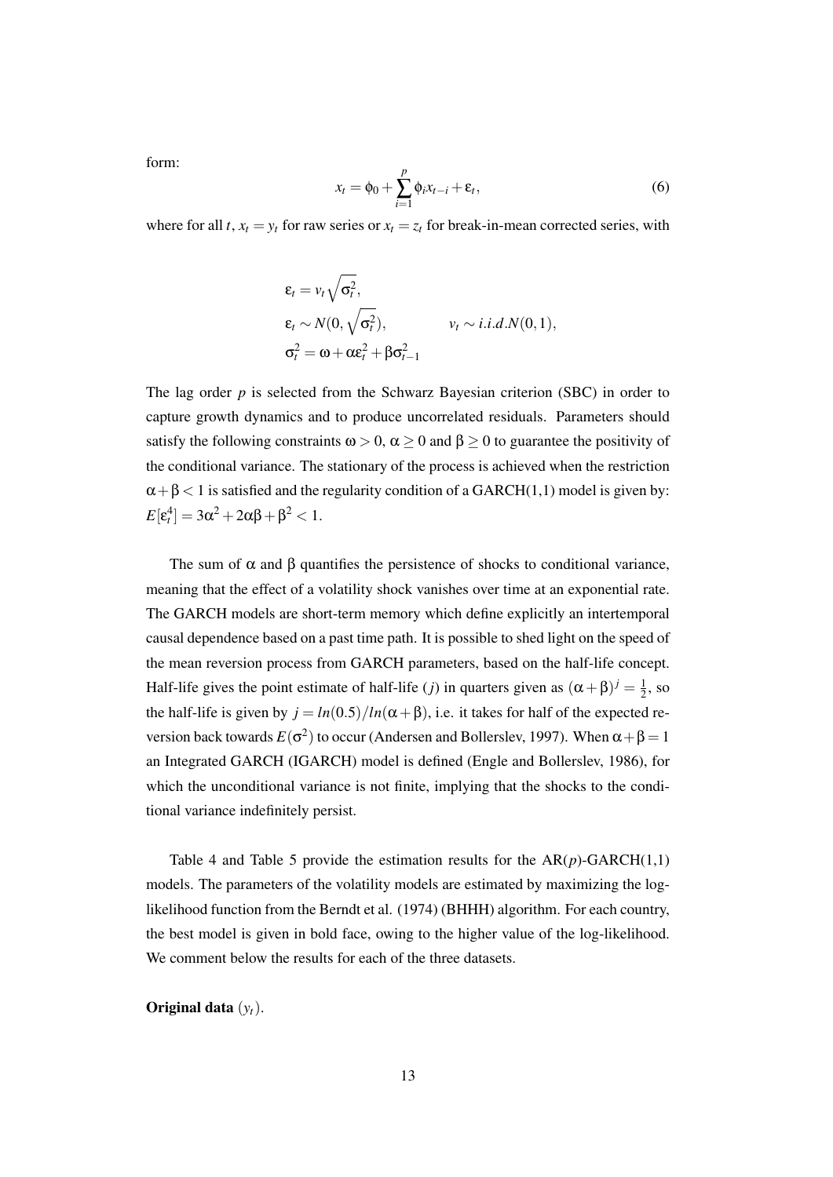form:

$$x_t = \phi_0 + \sum_{i=1}^{p} \phi_i x_{t-i} + \varepsilon_t, \tag{6}$$

where for all $t$, $x_t = y_t$ for raw series or $x_t = z_t$ for break-in-mean corrected series, with

$$\begin{aligned}
&\varepsilon_t = v_t \sqrt{\sigma_t^2}, \\
&\varepsilon_t \sim N(0, \sqrt{\sigma_t^2}), \qquad\qquad v_t \sim i.i.d.N(0,1), \\
&\sigma_t^2 = \omega + \alpha\varepsilon_t^2 + \beta\sigma_{t-1}^2
\end{aligned}$$

The lag order $p$ is selected from the Schwarz Bayesian criterion (SBC) in order to capture growth dynamics and to produce uncorrelated residuals. Parameters should satisfy the following constraints $\omega > 0$, $\alpha \geq 0$ and $\beta \geq 0$ to guarantee the positivity of the conditional variance. The stationary of the process is achieved when the restriction $\alpha + \beta < 1$ is satisfied and the regularity condition of a GARCH(1,1) model is given by: $E[\varepsilon_t^4] = 3\alpha^2 + 2\alpha\beta + \beta^2 < 1$.

The sum of $\alpha$ and $\beta$ quantifies the persistence of shocks to conditional variance, meaning that the effect of a volatility shock vanishes over time at an exponential rate. The GARCH models are short-term memory which define explicitly an intertemporal causal dependence based on a past time path. It is possible to shed light on the speed of the mean reversion process from GARCH parameters, based on the half-life concept. Half-life gives the point estimate of half-life ($j$) in quarters given as $(\alpha + \beta)^j = \frac{1}{2}$, so the half-life is given by $j = ln(0.5)/ln(\alpha + \beta)$, i.e. it takes for half of the expected reversion back towards $E(\sigma^2)$ to occur (Andersen and Bollerslev, 1997). When $\alpha + \beta = 1$ an Integrated GARCH (IGARCH) model is defined (Engle and Bollerslev, 1986), for which the unconditional variance is not finite, implying that the shocks to the conditional variance indefinitely persist.

Table 4 and Table 5 provide the estimation results for the AR($p$)-GARCH(1,1) models. The parameters of the volatility models are estimated by maximizing the log-likelihood function from the Berndt et al. (1974) (BHHH) algorithm. For each country, the best model is given in bold face, owing to the higher value of the log-likelihood. We comment below the results for each of the three datasets.

**Original data** ($y_t$).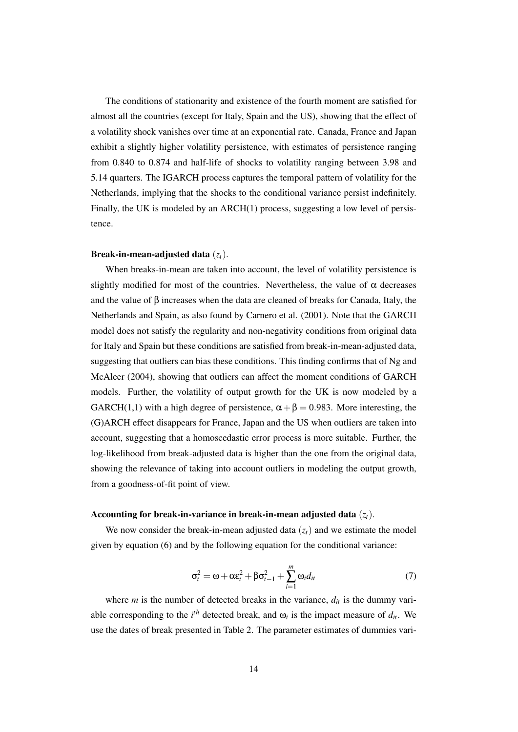The conditions of stationarity and existence of the fourth moment are satisfied for almost all the countries (except for Italy, Spain and the US), showing that the effect of a volatility shock vanishes over time at an exponential rate. Canada, France and Japan exhibit a slightly higher volatility persistence, with estimates of persistence ranging from 0.840 to 0.874 and half-life of shocks to volatility ranging between 3.98 and 5.14 quarters. The IGARCH process captures the temporal pattern of volatility for the Netherlands, implying that the shocks to the conditional variance persist indefinitely. Finally, the UK is modeled by an ARCH(1) process, suggesting a low level of persistence.

**Break-in-mean-adjusted data** $(z_t)$.

When breaks-in-mean are taken into account, the level of volatility persistence is slightly modified for most of the countries. Nevertheless, the value of $\alpha$ decreases and the value of $\beta$ increases when the data are cleaned of breaks for Canada, Italy, the Netherlands and Spain, as also found by Carnero et al. (2001). Note that the GARCH model does not satisfy the regularity and non-negativity conditions from original data for Italy and Spain but these conditions are satisfied from break-in-mean-adjusted data, suggesting that outliers can bias these conditions. This finding confirms that of Ng and McAleer (2004), showing that outliers can affect the moment conditions of GARCH models. Further, the volatility of output growth for the UK is now modeled by a GARCH(1,1) with a high degree of persistence, $\alpha + \beta = 0.983$. More interesting, the (G)ARCH effect disappears for France, Japan and the US when outliers are taken into account, suggesting that a homoscedastic error process is more suitable. Further, the log-likelihood from break-adjusted data is higher than the one from the original data, showing the relevance of taking into account outliers in modeling the output growth, from a goodness-of-fit point of view.

**Accounting for break-in-variance in break-in-mean adjusted data** $(z_t)$.

We now consider the break-in-mean adjusted data $(z_t)$ and we estimate the model given by equation (6) and by the following equation for the conditional variance:

$$\sigma_t^2 = \omega + \alpha \varepsilon_t^2 + \beta \sigma_{t-1}^2 + \sum_{i=1}^{m} \omega_i d_{it} \tag{7}$$

where $m$ is the number of detected breaks in the variance, $d_{it}$ is the dummy variable corresponding to the $i^{th}$ detected break, and $\omega_i$ is the impact measure of $d_{it}$. We use the dates of break presented in Table 2. The parameter estimates of dummies vari-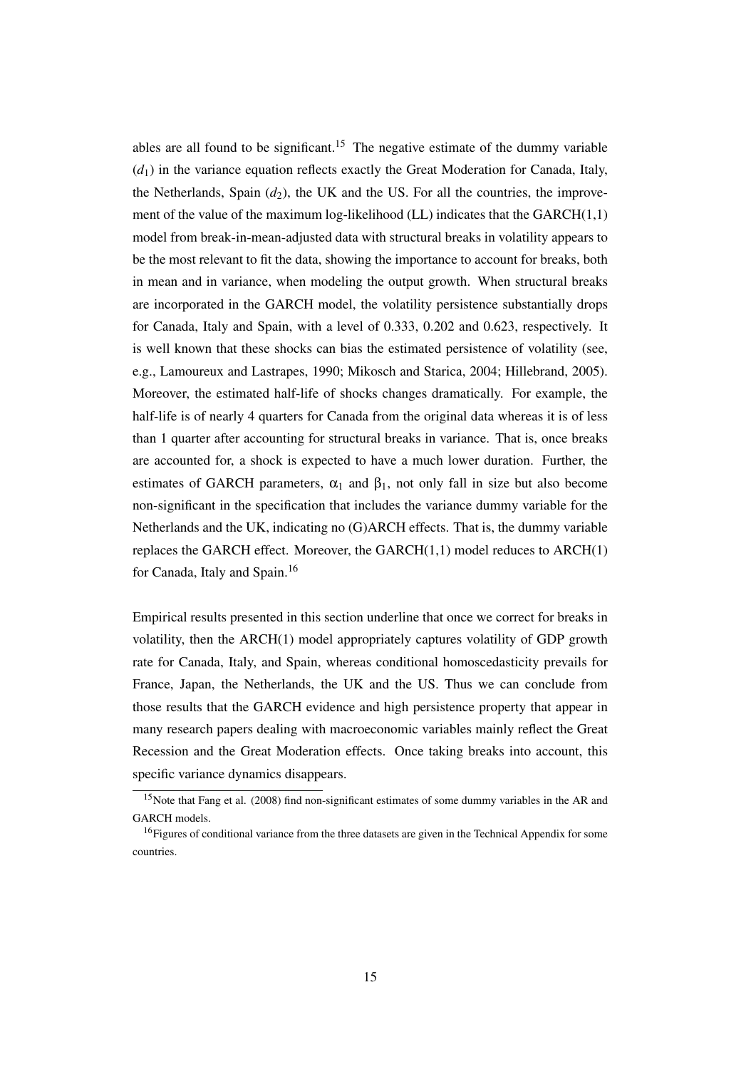ables are all found to be significant.[15] The negative estimate of the dummy variable ($d_1$) in the variance equation reflects exactly the Great Moderation for Canada, Italy, the Netherlands, Spain ($d_2$), the UK and the US. For all the countries, the improvement of the value of the maximum log-likelihood (LL) indicates that the GARCH(1,1) model from break-in-mean-adjusted data with structural breaks in volatility appears to be the most relevant to fit the data, showing the importance to account for breaks, both in mean and in variance, when modeling the output growth. When structural breaks are incorporated in the GARCH model, the volatility persistence substantially drops for Canada, Italy and Spain, with a level of 0.333, 0.202 and 0.623, respectively. It is well known that these shocks can bias the estimated persistence of volatility (see, e.g., Lamoureux and Lastrapes, 1990; Mikosch and Starica, 2004; Hillebrand, 2005). Moreover, the estimated half-life of shocks changes dramatically. For example, the half-life is of nearly 4 quarters for Canada from the original data whereas it is of less than 1 quarter after accounting for structural breaks in variance. That is, once breaks are accounted for, a shock is expected to have a much lower duration. Further, the estimates of GARCH parameters, $\alpha_1$ and $\beta_1$, not only fall in size but also become non-significant in the specification that includes the variance dummy variable for the Netherlands and the UK, indicating no (G)ARCH effects. That is, the dummy variable replaces the GARCH effect. Moreover, the GARCH(1,1) model reduces to ARCH(1) for Canada, Italy and Spain.[16]

Empirical results presented in this section underline that once we correct for breaks in volatility, then the ARCH(1) model appropriately captures volatility of GDP growth rate for Canada, Italy, and Spain, whereas conditional homoscedasticity prevails for France, Japan, the Netherlands, the UK and the US. Thus we can conclude from those results that the GARCH evidence and high persistence property that appear in many research papers dealing with macroeconomic variables mainly reflect the Great Recession and the Great Moderation effects. Once taking breaks into account, this specific variance dynamics disappears.

[15] Note that Fang et al. (2008) find non-significant estimates of some dummy variables in the AR and GARCH models.

[16] Figures of conditional variance from the three datasets are given in the Technical Appendix for some countries.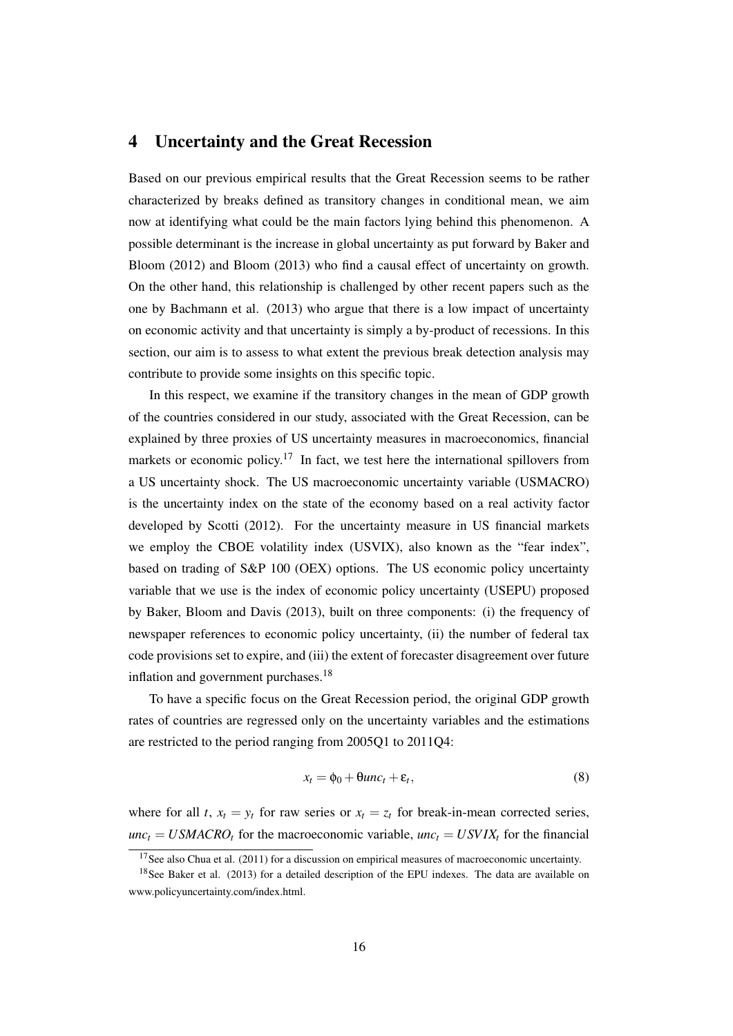## 4 Uncertainty and the Great Recession

Based on our previous empirical results that the Great Recession seems to be rather characterized by breaks defined as transitory changes in conditional mean, we aim now at identifying what could be the main factors lying behind this phenomenon. A possible determinant is the increase in global uncertainty as put forward by Baker and Bloom (2012) and Bloom (2013) who find a causal effect of uncertainty on growth. On the other hand, this relationship is challenged by other recent papers such as the one by Bachmann et al. (2013) who argue that there is a low impact of uncertainty on economic activity and that uncertainty is simply a by-product of recessions. In this section, our aim is to assess to what extent the previous break detection analysis may contribute to provide some insights on this specific topic.

In this respect, we examine if the transitory changes in the mean of GDP growth of the countries considered in our study, associated with the Great Recession, can be explained by three proxies of US uncertainty measures in macroeconomics, financial markets or economic policy.[17] In fact, we test here the international spillovers from a US uncertainty shock. The US macroeconomic uncertainty variable (USMACRO) is the uncertainty index on the state of the economy based on a real activity factor developed by Scotti (2012). For the uncertainty measure in US financial markets we employ the CBOE volatility index (USVIX), also known as the "fear index", based on trading of S&P 100 (OEX) options. The US economic policy uncertainty variable that we use is the index of economic policy uncertainty (USEPU) proposed by Baker, Bloom and Davis (2013), built on three components: (i) the frequency of newspaper references to economic policy uncertainty, (ii) the number of federal tax code provisions set to expire, and (iii) the extent of forecaster disagreement over future inflation and government purchases.[18]

To have a specific focus on the Great Recession period, the original GDP growth rates of countries are regressed only on the uncertainty variables and the estimations are restricted to the period ranging from 2005Q1 to 2011Q4:

$$x_t = \phi_0 + \theta unc_t + \varepsilon_t, \tag{8}$$

where for all $t$, $x_t = y_t$ for raw series or $x_t = z_t$ for break-in-mean corrected series, $unc_t = USMACRO_t$ for the macroeconomic variable, $unc_t = USVIX_t$ for the financial

[17] See also Chua et al. (2011) for a discussion on empirical measures of macroeconomic uncertainty.

[18] See Baker et al. (2013) for a detailed description of the EPU indexes. The data are available on www.policyuncertainty.com/index.html.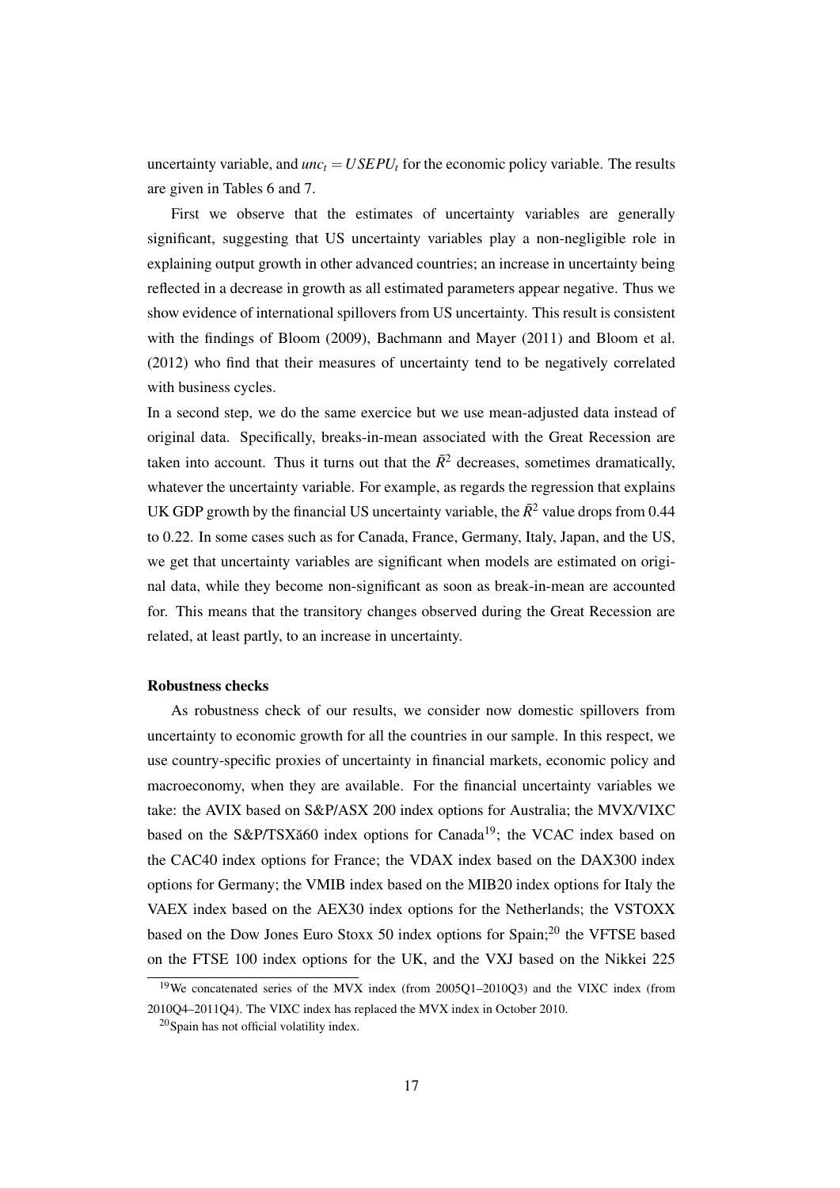uncertainty variable, and $unc_t = USEPU_t$ for the economic policy variable. The results are given in Tables 6 and 7.

First we observe that the estimates of uncertainty variables are generally significant, suggesting that US uncertainty variables play a non-negligible role in explaining output growth in other advanced countries; an increase in uncertainty being reflected in a decrease in growth as all estimated parameters appear negative. Thus we show evidence of international spillovers from US uncertainty. This result is consistent with the findings of Bloom (2009), Bachmann and Mayer (2011) and Bloom et al. (2012) who find that their measures of uncertainty tend to be negatively correlated with business cycles.

In a second step, we do the same exercice but we use mean-adjusted data instead of original data. Specifically, breaks-in-mean associated with the Great Recession are taken into account. Thus it turns out that the $\bar{R}^2$ decreases, sometimes dramatically, whatever the uncertainty variable. For example, as regards the regression that explains UK GDP growth by the financial US uncertainty variable, the $\bar{R}^2$ value drops from 0.44 to 0.22. In some cases such as for Canada, France, Germany, Italy, Japan, and the US, we get that uncertainty variables are significant when models are estimated on original data, while they become non-significant as soon as break-in-mean are accounted for. This means that the transitory changes observed during the Great Recession are related, at least partly, to an increase in uncertainty.

**Robustness checks**

As robustness check of our results, we consider now domestic spillovers from uncertainty to economic growth for all the countries in our sample. In this respect, we use country-specific proxies of uncertainty in financial markets, economic policy and macroeconomy, when they are available. For the financial uncertainty variables we take: the AVIX based on S&P/ASX 200 index options for Australia; the MVX/VIXC based on the S&P/TSXă60 index options for Canada[19]; the VCAC index based on the CAC40 index options for France; the VDAX index based on the DAX300 index options for Germany; the VMIB index based on the MIB20 index options for Italy the VAEX index based on the AEX30 index options for the Netherlands; the VSTOXX based on the Dow Jones Euro Stoxx 50 index options for Spain;[20] the VFTSE based on the FTSE 100 index options for the UK, and the VXJ based on the Nikkei 225

[19] We concatenated series of the MVX index (from 2005Q1–2010Q3) and the VIXC index (from 2010Q4–2011Q4). The VIXC index has replaced the MVX index in October 2010.

[20] Spain has not official volatility index.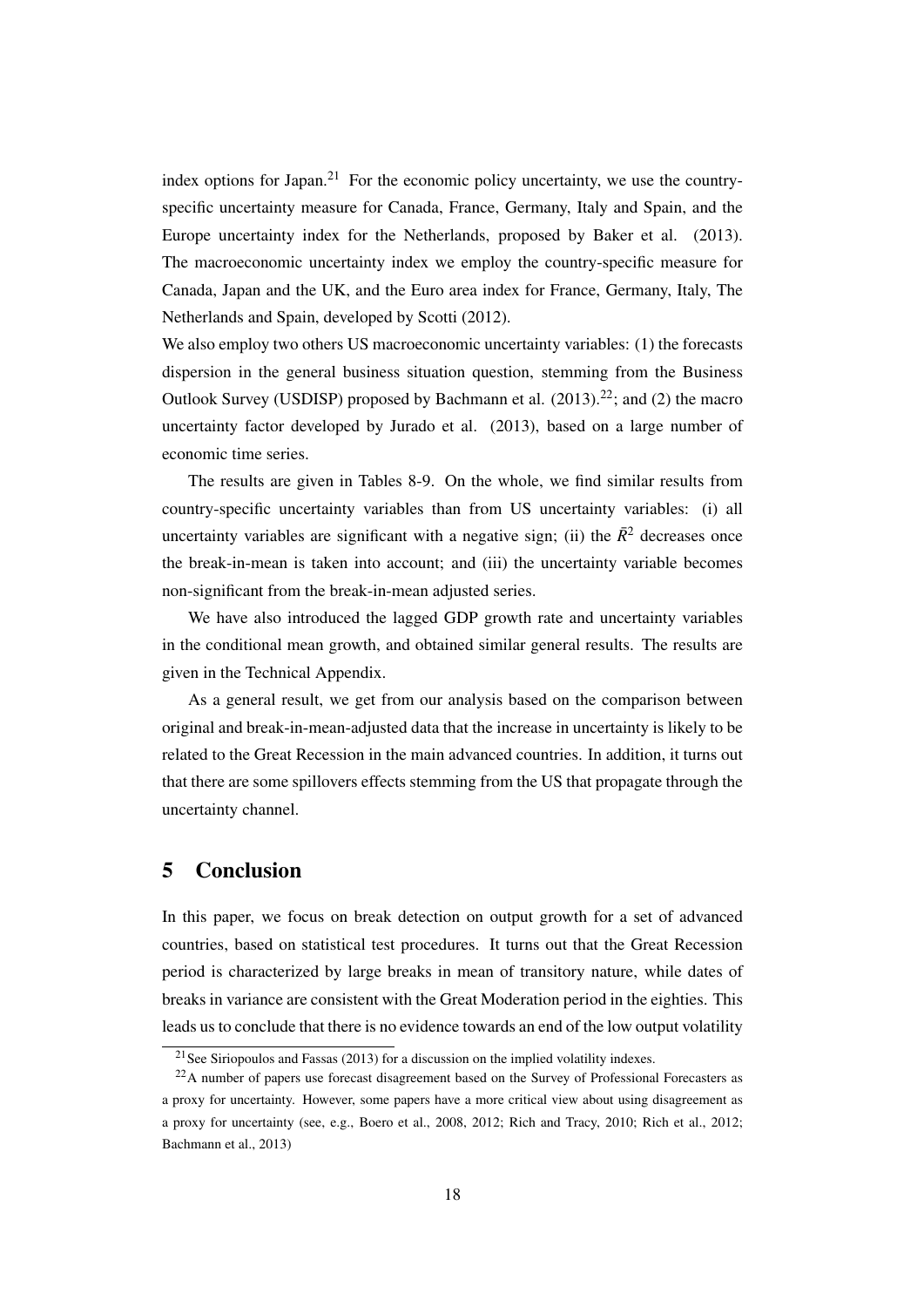index options for Japan.[21] For the economic policy uncertainty, we use the country-specific uncertainty measure for Canada, France, Germany, Italy and Spain, and the Europe uncertainty index for the Netherlands, proposed by Baker et al. (2013). The macroeconomic uncertainty index we employ the country-specific measure for Canada, Japan and the UK, and the Euro area index for France, Germany, Italy, The Netherlands and Spain, developed by Scotti (2012).

We also employ two others US macroeconomic uncertainty variables: (1) the forecasts dispersion in the general business situation question, stemming from the Business Outlook Survey (USDISP) proposed by Bachmann et al. (2013).[22]; and (2) the macro uncertainty factor developed by Jurado et al. (2013), based on a large number of economic time series.

The results are given in Tables 8-9. On the whole, we find similar results from country-specific uncertainty variables than from US uncertainty variables: (i) all uncertainty variables are significant with a negative sign; (ii) the $\bar{R}^2$ decreases once the break-in-mean is taken into account; and (iii) the uncertainty variable becomes non-significant from the break-in-mean adjusted series.

We have also introduced the lagged GDP growth rate and uncertainty variables in the conditional mean growth, and obtained similar general results. The results are given in the Technical Appendix.

As a general result, we get from our analysis based on the comparison between original and break-in-mean-adjusted data that the increase in uncertainty is likely to be related to the Great Recession in the main advanced countries. In addition, it turns out that there are some spillovers effects stemming from the US that propagate through the uncertainty channel.

## 5 Conclusion

In this paper, we focus on break detection on output growth for a set of advanced countries, based on statistical test procedures. It turns out that the Great Recession period is characterized by large breaks in mean of transitory nature, while dates of breaks in variance are consistent with the Great Moderation period in the eighties. This leads us to conclude that there is no evidence towards an end of the low output volatility

[21] See Siriopoulos and Fassas (2013) for a discussion on the implied volatility indexes.

[22] A number of papers use forecast disagreement based on the Survey of Professional Forecasters as a proxy for uncertainty. However, some papers have a more critical view about using disagreement as a proxy for uncertainty (see, e.g., Boero et al., 2008, 2012; Rich and Tracy, 2010; Rich et al., 2012; Bachmann et al., 2013)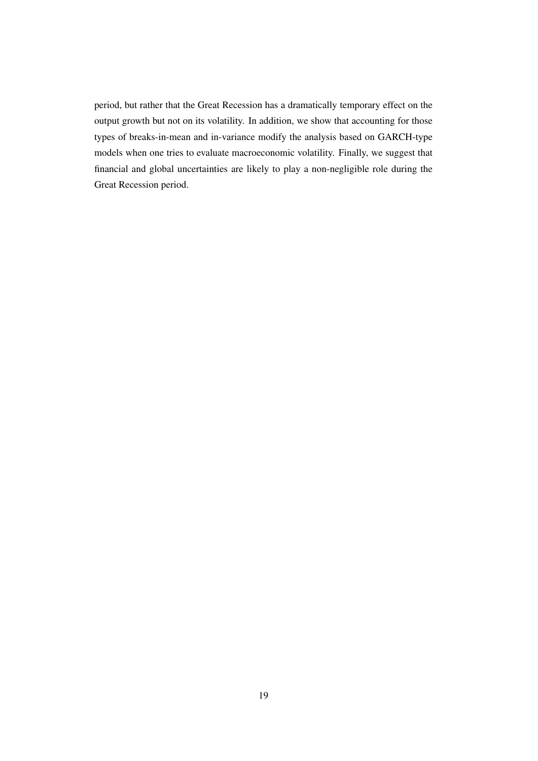period, but rather that the Great Recession has a dramatically temporary effect on the output growth but not on its volatility. In addition, we show that accounting for those types of breaks-in-mean and in-variance modify the analysis based on GARCH-type models when one tries to evaluate macroeconomic volatility. Finally, we suggest that financial and global uncertainties are likely to play a non-negligible role during the Great Recession period.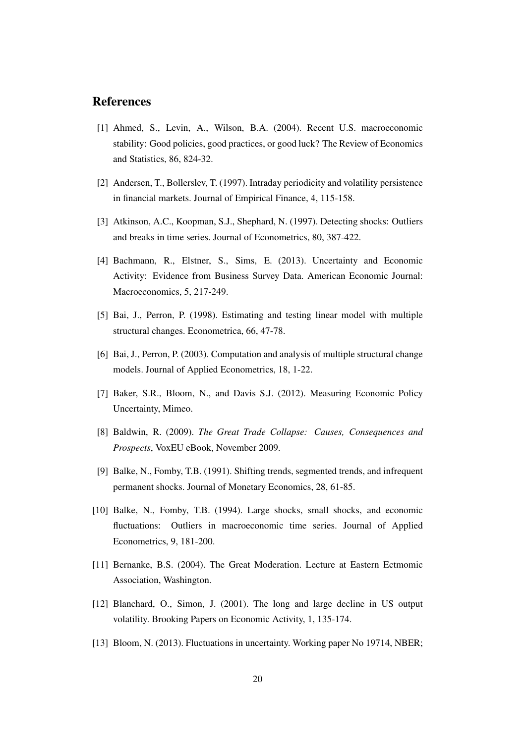## References

[1] Ahmed, S., Levin, A., Wilson, B.A. (2004). Recent U.S. macroeconomic stability: Good policies, good practices, or good luck? The Review of Economics and Statistics, 86, 824-32.

[2] Andersen, T., Bollerslev, T. (1997). Intraday periodicity and volatility persistence in financial markets. Journal of Empirical Finance, 4, 115-158.

[3] Atkinson, A.C., Koopman, S.J., Shephard, N. (1997). Detecting shocks: Outliers and breaks in time series. Journal of Econometrics, 80, 387-422.

[4] Bachmann, R., Elstner, S., Sims, E. (2013). Uncertainty and Economic Activity: Evidence from Business Survey Data. American Economic Journal: Macroeconomics, 5, 217-249.

[5] Bai, J., Perron, P. (1998). Estimating and testing linear model with multiple structural changes. Econometrica, 66, 47-78.

[6] Bai, J., Perron, P. (2003). Computation and analysis of multiple structural change models. Journal of Applied Econometrics, 18, 1-22.

[7] Baker, S.R., Bloom, N., and Davis S.J. (2012). Measuring Economic Policy Uncertainty, Mimeo.

[8] Baldwin, R. (2009). *The Great Trade Collapse: Causes, Consequences and Prospects*, VoxEU eBook, November 2009.

[9] Balke, N., Fomby, T.B. (1991). Shifting trends, segmented trends, and infrequent permanent shocks. Journal of Monetary Economics, 28, 61-85.

[10] Balke, N., Fomby, T.B. (1994). Large shocks, small shocks, and economic fluctuations: Outliers in macroeconomic time series. Journal of Applied Econometrics, 9, 181-200.

[11] Bernanke, B.S. (2004). The Great Moderation. Lecture at Eastern Ectmomic Association, Washington.

[12] Blanchard, O., Simon, J. (2001). The long and large decline in US output volatility. Brooking Papers on Economic Activity, 1, 135-174.

[13] Bloom, N. (2013). Fluctuations in uncertainty. Working paper No 19714, NBER;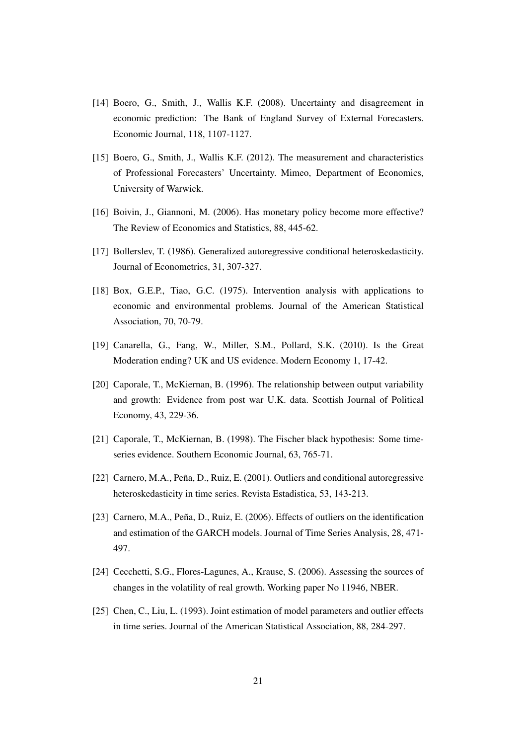[14] Boero, G., Smith, J., Wallis K.F. (2008). Uncertainty and disagreement in economic prediction: The Bank of England Survey of External Forecasters. Economic Journal, 118, 1107-1127.

[15] Boero, G., Smith, J., Wallis K.F. (2012). The measurement and characteristics of Professional Forecasters' Uncertainty. Mimeo, Department of Economics, University of Warwick.

[16] Boivin, J., Giannoni, M. (2006). Has monetary policy become more effective? The Review of Economics and Statistics, 88, 445-62.

[17] Bollerslev, T. (1986). Generalized autoregressive conditional heteroskedasticity. Journal of Econometrics, 31, 307-327.

[18] Box, G.E.P., Tiao, G.C. (1975). Intervention analysis with applications to economic and environmental problems. Journal of the American Statistical Association, 70, 70-79.

[19] Canarella, G., Fang, W., Miller, S.M., Pollard, S.K. (2010). Is the Great Moderation ending? UK and US evidence. Modern Economy 1, 17-42.

[20] Caporale, T., McKiernan, B. (1996). The relationship between output variability and growth: Evidence from post war U.K. data. Scottish Journal of Political Economy, 43, 229-36.

[21] Caporale, T., McKiernan, B. (1998). The Fischer black hypothesis: Some time-series evidence. Southern Economic Journal, 63, 765-71.

[22] Carnero, M.A., Peña, D., Ruiz, E. (2001). Outliers and conditional autoregressive heteroskedasticity in time series. Revista Estadistica, 53, 143-213.

[23] Carnero, M.A., Peña, D., Ruiz, E. (2006). Effects of outliers on the identification and estimation of the GARCH models. Journal of Time Series Analysis, 28, 471-497.

[24] Cecchetti, S.G., Flores-Lagunes, A., Krause, S. (2006). Assessing the sources of changes in the volatility of real growth. Working paper No 11946, NBER.

[25] Chen, C., Liu, L. (1993). Joint estimation of model parameters and outlier effects in time series. Journal of the American Statistical Association, 88, 284-297.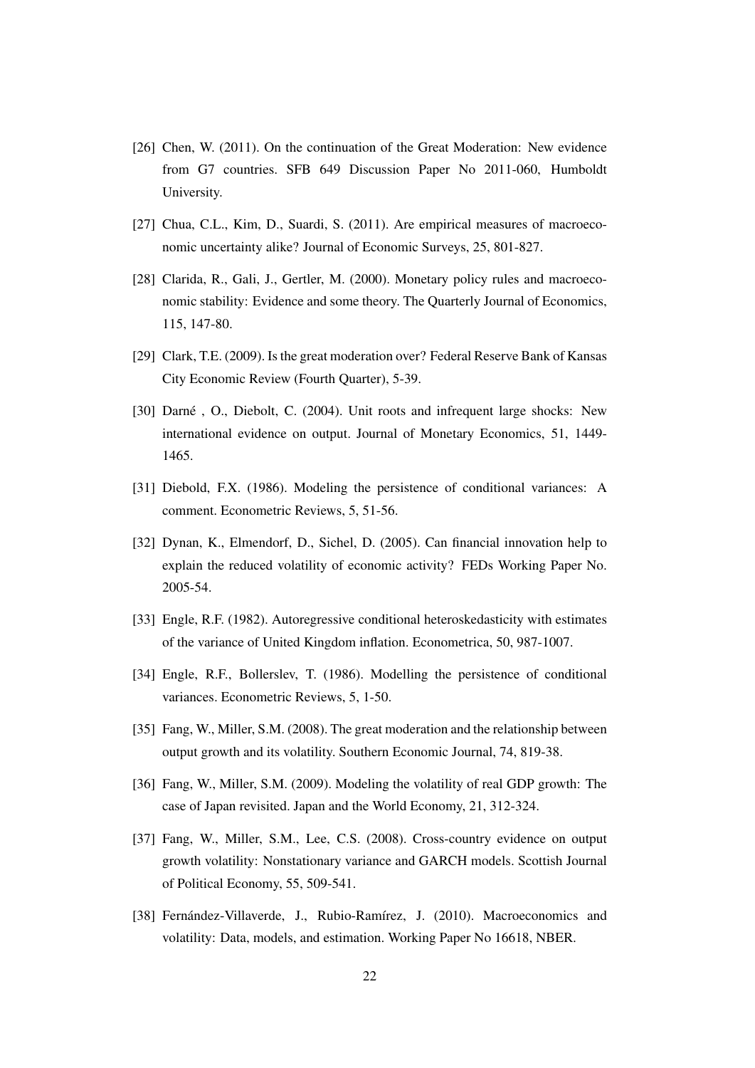[26] Chen, W. (2011). On the continuation of the Great Moderation: New evidence from G7 countries. SFB 649 Discussion Paper No 2011-060, Humboldt University.

[27] Chua, C.L., Kim, D., Suardi, S. (2011). Are empirical measures of macroeconomic uncertainty alike? Journal of Economic Surveys, 25, 801-827.

[28] Clarida, R., Gali, J., Gertler, M. (2000). Monetary policy rules and macroeconomic stability: Evidence and some theory. The Quarterly Journal of Economics, 115, 147-80.

[29] Clark, T.E. (2009). Is the great moderation over? Federal Reserve Bank of Kansas City Economic Review (Fourth Quarter), 5-39.

[30] Darné , O., Diebolt, C. (2004). Unit roots and infrequent large shocks: New international evidence on output. Journal of Monetary Economics, 51, 1449-1465.

[31] Diebold, F.X. (1986). Modeling the persistence of conditional variances: A comment. Econometric Reviews, 5, 51-56.

[32] Dynan, K., Elmendorf, D., Sichel, D. (2005). Can financial innovation help to explain the reduced volatility of economic activity? FEDs Working Paper No. 2005-54.

[33] Engle, R.F. (1982). Autoregressive conditional heteroskedasticity with estimates of the variance of United Kingdom inflation. Econometrica, 50, 987-1007.

[34] Engle, R.F., Bollerslev, T. (1986). Modelling the persistence of conditional variances. Econometric Reviews, 5, 1-50.

[35] Fang, W., Miller, S.M. (2008). The great moderation and the relationship between output growth and its volatility. Southern Economic Journal, 74, 819-38.

[36] Fang, W., Miller, S.M. (2009). Modeling the volatility of real GDP growth: The case of Japan revisited. Japan and the World Economy, 21, 312-324.

[37] Fang, W., Miller, S.M., Lee, C.S. (2008). Cross-country evidence on output growth volatility: Nonstationary variance and GARCH models. Scottish Journal of Political Economy, 55, 509-541.

[38] Fernández-Villaverde, J., Rubio-Ramírez, J. (2010). Macroeconomics and volatility: Data, models, and estimation. Working Paper No 16618, NBER.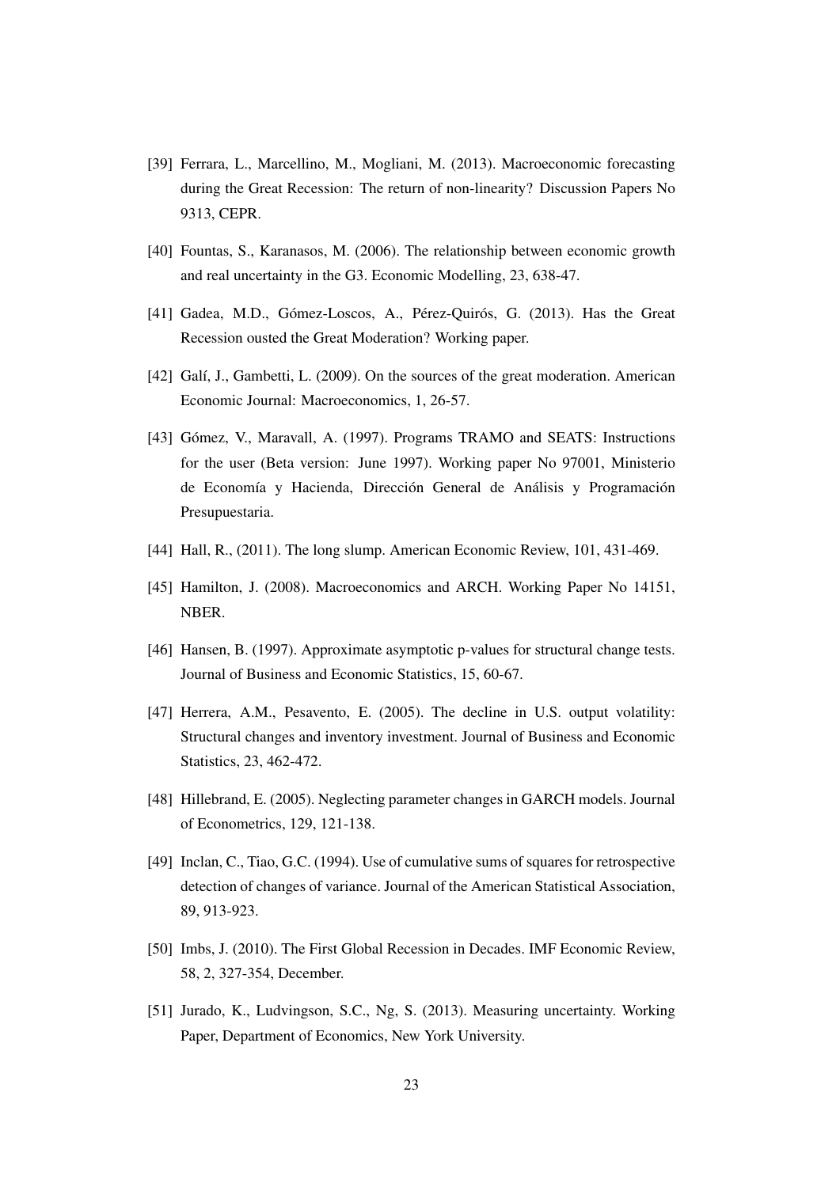[39] Ferrara, L., Marcellino, M., Mogliani, M. (2013). Macroeconomic forecasting during the Great Recession: The return of non-linearity? Discussion Papers No 9313, CEPR.

[40] Fountas, S., Karanasos, M. (2006). The relationship between economic growth and real uncertainty in the G3. Economic Modelling, 23, 638-47.

[41] Gadea, M.D., Gómez-Loscos, A., Pérez-Quirós, G. (2013). Has the Great Recession ousted the Great Moderation? Working paper.

[42] Galí, J., Gambetti, L. (2009). On the sources of the great moderation. American Economic Journal: Macroeconomics, 1, 26-57.

[43] Gómez, V., Maravall, A. (1997). Programs TRAMO and SEATS: Instructions for the user (Beta version: June 1997). Working paper No 97001, Ministerio de Economía y Hacienda, Dirección General de Análisis y Programación Presupuestaria.

[44] Hall, R., (2011). The long slump. American Economic Review, 101, 431-469.

[45] Hamilton, J. (2008). Macroeconomics and ARCH. Working Paper No 14151, NBER.

[46] Hansen, B. (1997). Approximate asymptotic p-values for structural change tests. Journal of Business and Economic Statistics, 15, 60-67.

[47] Herrera, A.M., Pesavento, E. (2005). The decline in U.S. output volatility: Structural changes and inventory investment. Journal of Business and Economic Statistics, 23, 462-472.

[48] Hillebrand, E. (2005). Neglecting parameter changes in GARCH models. Journal of Econometrics, 129, 121-138.

[49] Inclan, C., Tiao, G.C. (1994). Use of cumulative sums of squares for retrospective detection of changes of variance. Journal of the American Statistical Association, 89, 913-923.

[50] Imbs, J. (2010). The First Global Recession in Decades. IMF Economic Review, 58, 2, 327-354, December.

[51] Jurado, K., Ludvingson, S.C., Ng, S. (2013). Measuring uncertainty. Working Paper, Department of Economics, New York University.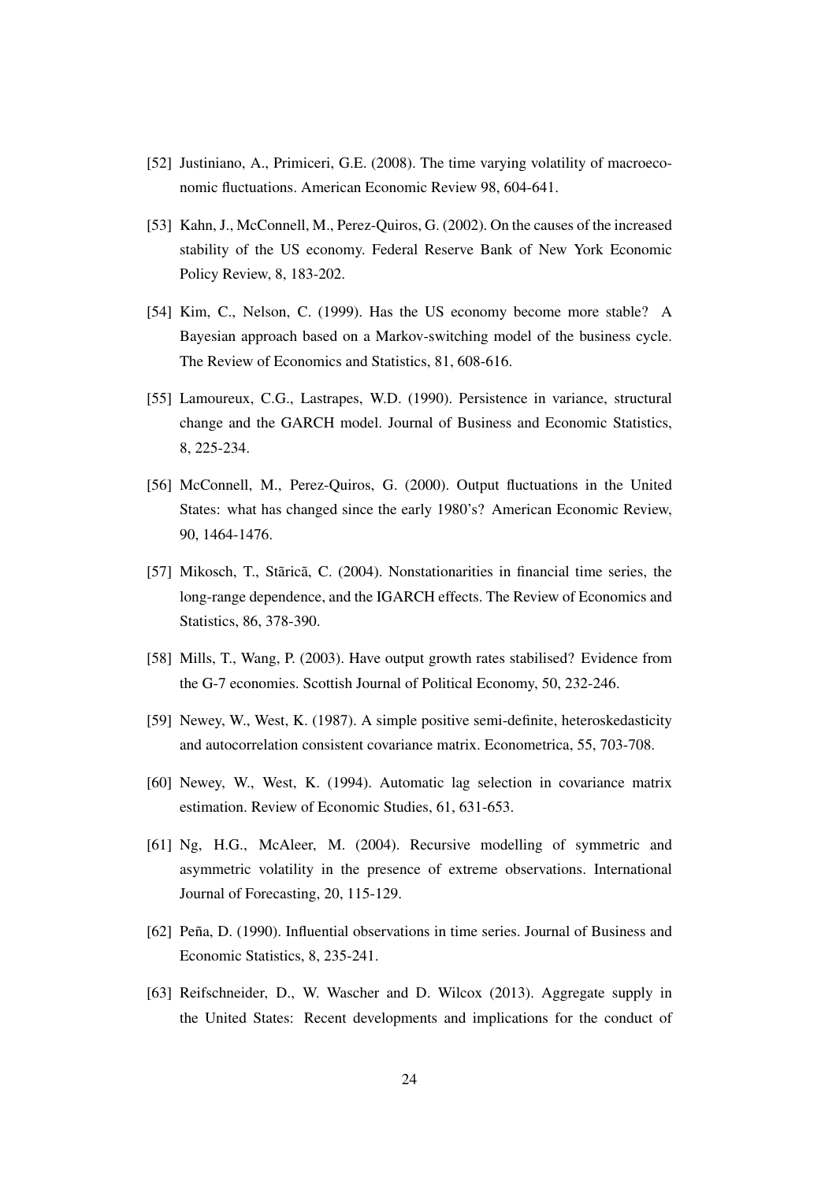[52] Justiniano, A., Primiceri, G.E. (2008). The time varying volatility of macroeconomic fluctuations. American Economic Review 98, 604-641.

[53] Kahn, J., McConnell, M., Perez-Quiros, G. (2002). On the causes of the increased stability of the US economy. Federal Reserve Bank of New York Economic Policy Review, 8, 183-202.

[54] Kim, C., Nelson, C. (1999). Has the US economy become more stable? A Bayesian approach based on a Markov-switching model of the business cycle. The Review of Economics and Statistics, 81, 608-616.

[55] Lamoureux, C.G., Lastrapes, W.D. (1990). Persistence in variance, structural change and the GARCH model. Journal of Business and Economic Statistics, 8, 225-234.

[56] McConnell, M., Perez-Quiros, G. (2000). Output fluctuations in the United States: what has changed since the early 1980's? American Economic Review, 90, 1464-1476.

[57] Mikosch, T., Stãricã, C. (2004). Nonstationarities in financial time series, the long-range dependence, and the IGARCH effects. The Review of Economics and Statistics, 86, 378-390.

[58] Mills, T., Wang, P. (2003). Have output growth rates stabilised? Evidence from the G-7 economies. Scottish Journal of Political Economy, 50, 232-246.

[59] Newey, W., West, K. (1987). A simple positive semi-definite, heteroskedasticity and autocorrelation consistent covariance matrix. Econometrica, 55, 703-708.

[60] Newey, W., West, K. (1994). Automatic lag selection in covariance matrix estimation. Review of Economic Studies, 61, 631-653.

[61] Ng, H.G., McAleer, M. (2004). Recursive modelling of symmetric and asymmetric volatility in the presence of extreme observations. International Journal of Forecasting, 20, 115-129.

[62] Peña, D. (1990). Influential observations in time series. Journal of Business and Economic Statistics, 8, 235-241.

[63] Reifschneider, D., W. Wascher and D. Wilcox (2013). Aggregate supply in the United States: Recent developments and implications for the conduct of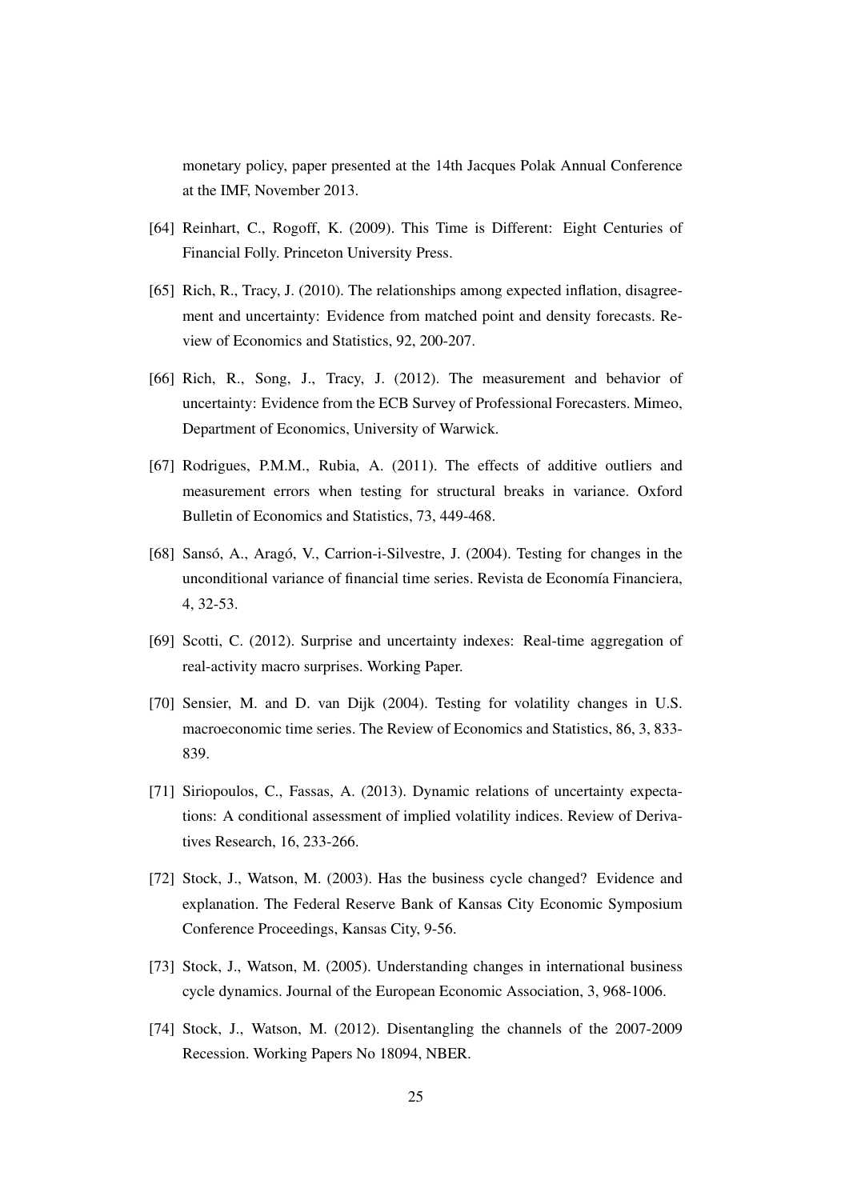monetary policy, paper presented at the 14th Jacques Polak Annual Conference at the IMF, November 2013.

[64] Reinhart, C., Rogoff, K. (2009). This Time is Different: Eight Centuries of Financial Folly. Princeton University Press.

[65] Rich, R., Tracy, J. (2010). The relationships among expected inflation, disagreement and uncertainty: Evidence from matched point and density forecasts. Review of Economics and Statistics, 92, 200-207.

[66] Rich, R., Song, J., Tracy, J. (2012). The measurement and behavior of uncertainty: Evidence from the ECB Survey of Professional Forecasters. Mimeo, Department of Economics, University of Warwick.

[67] Rodrigues, P.M.M., Rubia, A. (2011). The effects of additive outliers and measurement errors when testing for structural breaks in variance. Oxford Bulletin of Economics and Statistics, 73, 449-468.

[68] Sansó, A., Aragó, V., Carrion-i-Silvestre, J. (2004). Testing for changes in the unconditional variance of financial time series. Revista de Economía Financiera, 4, 32-53.

[69] Scotti, C. (2012). Surprise and uncertainty indexes: Real-time aggregation of real-activity macro surprises. Working Paper.

[70] Sensier, M. and D. van Dijk (2004). Testing for volatility changes in U.S. macroeconomic time series. The Review of Economics and Statistics, 86, 3, 833-839.

[71] Siriopoulos, C., Fassas, A. (2013). Dynamic relations of uncertainty expectations: A conditional assessment of implied volatility indices. Review of Derivatives Research, 16, 233-266.

[72] Stock, J., Watson, M. (2003). Has the business cycle changed? Evidence and explanation. The Federal Reserve Bank of Kansas City Economic Symposium Conference Proceedings, Kansas City, 9-56.

[73] Stock, J., Watson, M. (2005). Understanding changes in international business cycle dynamics. Journal of the European Economic Association, 3, 968-1006.

[74] Stock, J., Watson, M. (2012). Disentangling the channels of the 2007-2009 Recession. Working Papers No 18094, NBER.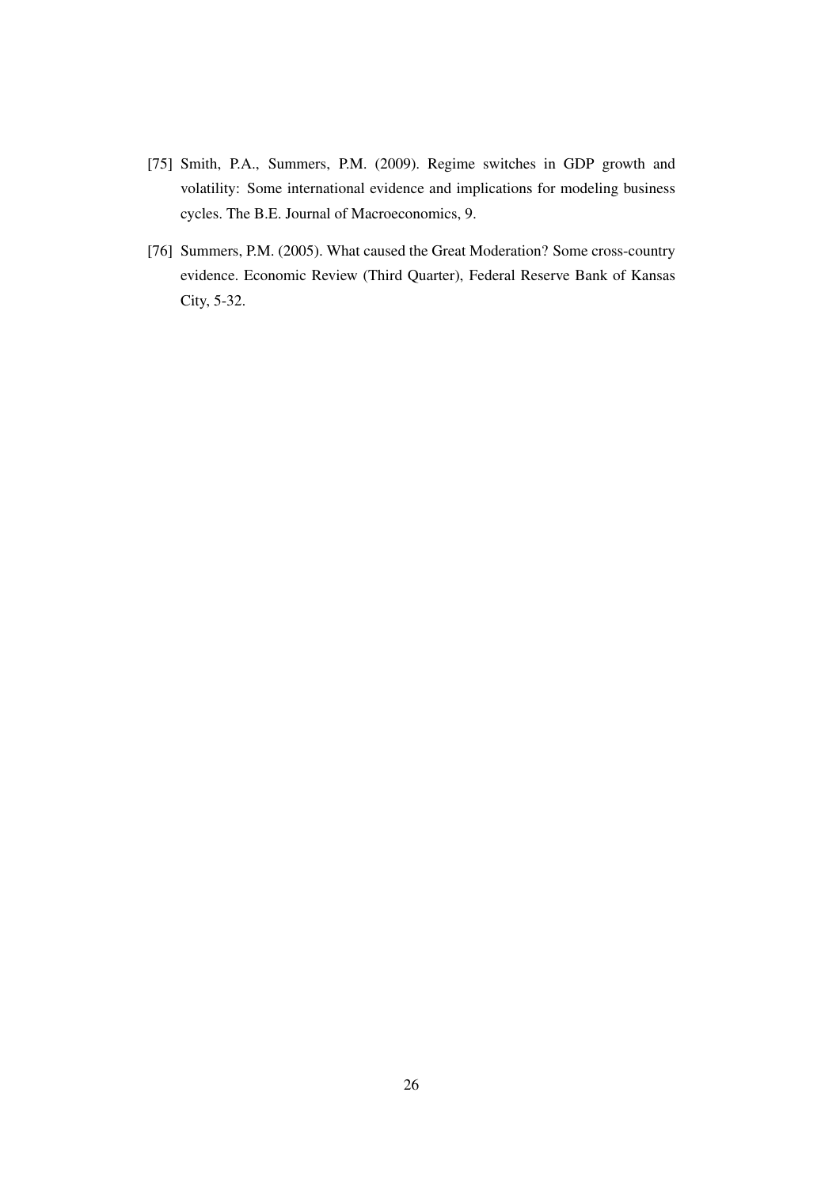[75] Smith, P.A., Summers, P.M. (2009). Regime switches in GDP growth and volatility: Some international evidence and implications for modeling business cycles. The B.E. Journal of Macroeconomics, 9.

[76] Summers, P.M. (2005). What caused the Great Moderation? Some cross-country evidence. Economic Review (Third Quarter), Federal Reserve Bank of Kansas City, 5-32.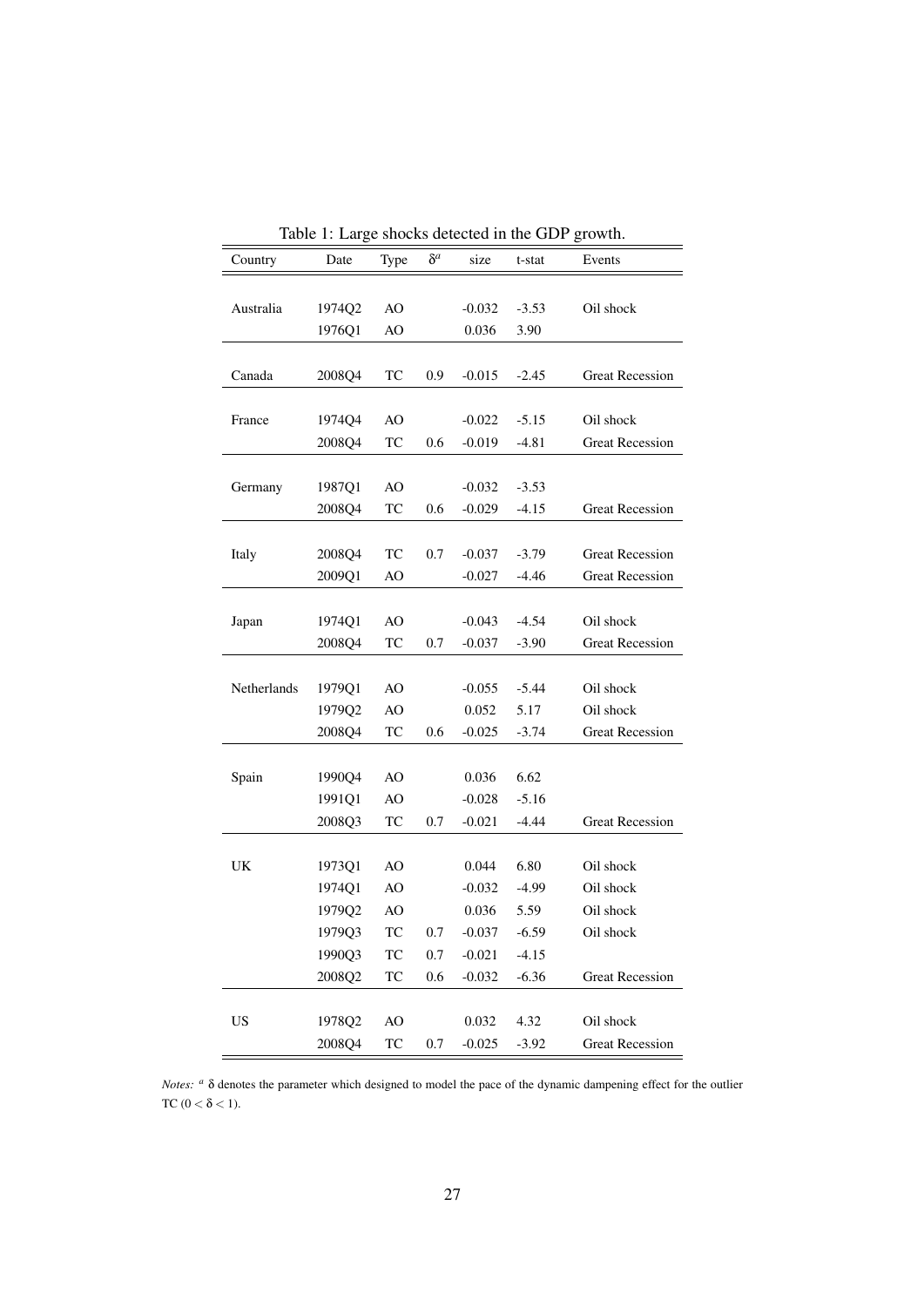Table 1: Large shocks detected in the GDP growth.

| Country | Date | Type | $\delta^a$ | size | t-stat | Events |
|---|---|---|---|---|---|---|
| Australia | 1974Q2 | AO | | -0.032 | -3.53 | Oil shock |
| | 1976Q1 | AO | | 0.036 | 3.90 | |
| Canada | 2008Q4 | TC | 0.9 | -0.015 | -2.45 | Great Recession |
| France | 1974Q4 | AO | | -0.022 | -5.15 | Oil shock |
| | 2008Q4 | TC | 0.6 | -0.019 | -4.81 | Great Recession |
| Germany | 1987Q1 | AO | | -0.032 | -3.53 | |
| | 2008Q4 | TC | 0.6 | -0.029 | -4.15 | Great Recession |
| Italy | 2008Q4 | TC | 0.7 | -0.037 | -3.79 | Great Recession |
| | 2009Q1 | AO | | -0.027 | -4.46 | Great Recession |
| Japan | 1974Q1 | AO | | -0.043 | -4.54 | Oil shock |
| | 2008Q4 | TC | 0.7 | -0.037 | -3.90 | Great Recession |
| Netherlands | 1979Q1 | AO | | -0.055 | -5.44 | Oil shock |
| | 1979Q2 | AO | | 0.052 | 5.17 | Oil shock |
| | 2008Q4 | TC | 0.6 | -0.025 | -3.74 | Great Recession |
| Spain | 1990Q4 | AO | | 0.036 | 6.62 | |
| | 1991Q1 | AO | | -0.028 | -5.16 | |
| | 2008Q3 | TC | 0.7 | -0.021 | -4.44 | Great Recession |
| UK | 1973Q1 | AO | | 0.044 | 6.80 | Oil shock |
| | 1974Q1 | AO | | -0.032 | -4.99 | Oil shock |
| | 1979Q2 | AO | | 0.036 | 5.59 | Oil shock |
| | 1979Q3 | TC | 0.7 | -0.037 | -6.59 | Oil shock |
| | 1990Q3 | TC | 0.7 | -0.021 | -4.15 | |
| | 2008Q2 | TC | 0.6 | -0.032 | -6.36 | Great Recession |
| US | 1978Q2 | AO | | 0.032 | 4.32 | Oil shock |
| | 2008Q4 | TC | 0.7 | -0.025 | -3.92 | Great Recession |

*Notes:* [a] $\delta$ denotes the parameter which designed to model the pace of the dynamic dampening effect for the outlier TC ($0 < \delta < 1$).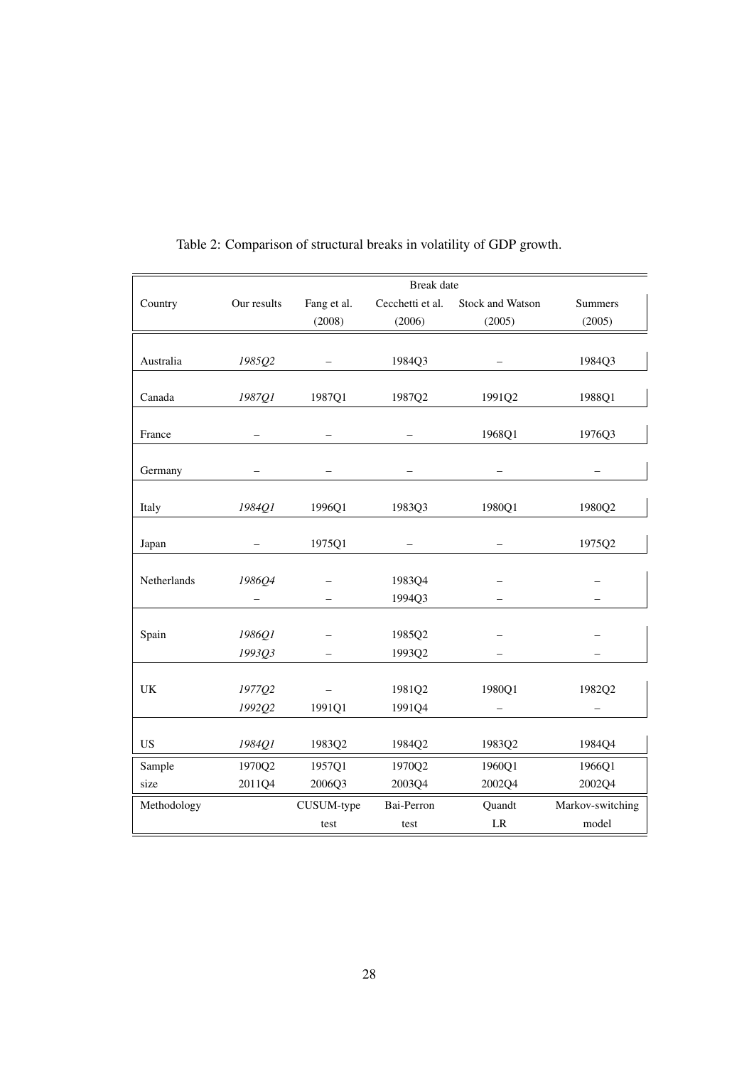Table 2: Comparison of structural breaks in volatility of GDP growth.

| | Break date | | | | |
|---|---|---|---|---|---|
| Country | Our results | Fang et al. (2008) | Cecchetti et al. (2006) | Stock and Watson (2005) | Summers (2005) |
| Australia | *1985Q2* | – | 1984Q3 | – | 1984Q3 |
| Canada | *1987Q1* | 1987Q1 | 1987Q2 | 1991Q2 | 1988Q1 |
| France | – | – | – | 1968Q1 | 1976Q3 |
| Germany | – | – | – | – | – |
| Italy | *1984Q1* | 1996Q1 | 1983Q3 | 1980Q1 | 1980Q2 |
| Japan | – | 1975Q1 | – | – | 1975Q2 |
| Netherlands | *1986Q4* | – | 1983Q4 | – | – |
| | – | – | 1994Q3 | – | – |
| Spain | *1986Q1* | – | 1985Q2 | – | – |
| | *1993Q3* | – | 1993Q2 | – | – |
| UK | *1977Q2* | – | 1981Q2 | 1980Q1 | 1982Q2 |
| | *1992Q2* | 1991Q1 | 1991Q4 | – | – |
| US | *1984Q1* | 1983Q2 | 1984Q2 | 1983Q2 | 1984Q4 |
| Sample size | 1970Q2 2011Q4 | 1957Q1 2006Q3 | 1970Q2 2003Q4 | 1960Q1 2002Q4 | 1966Q1 2002Q4 |
| Methodology | | CUSUM-type test | Bai-Perron test | Quandt LR | Markov-switching model |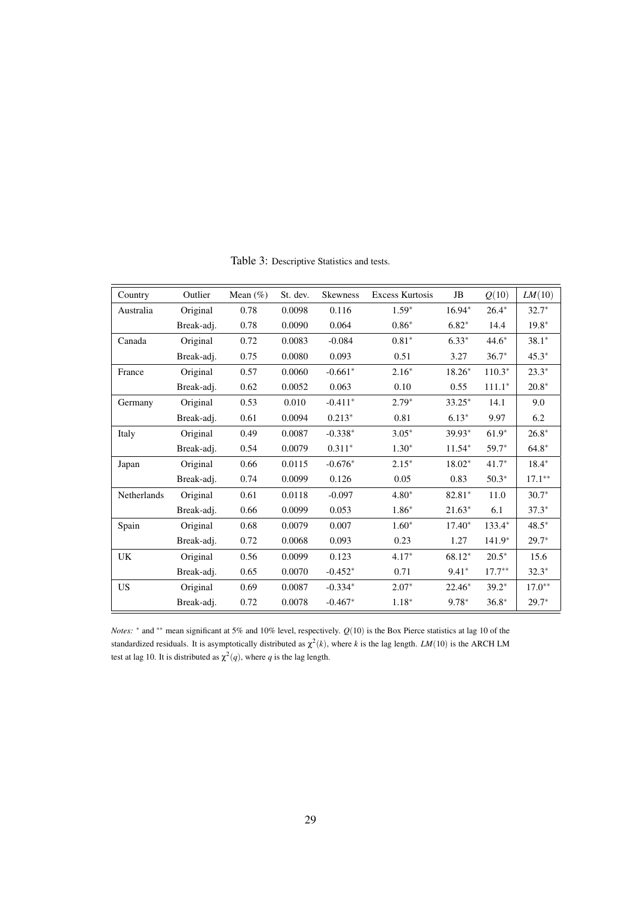Table 3: Descriptive Statistics and tests.

| Country | Outlier | Mean (%) | St. dev. | Skewness | Excess Kurtosis | JB | $Q(10)$ | $LM(10)$ |
|---|---|---|---|---|---|---|---|---|
| Australia | Original | 0.78 | 0.0098 | 0.116 | $1.59^{*}$ | $16.94^{*}$ | $26.4^{*}$ | $32.7^{*}$ |
| | Break-adj. | 0.78 | 0.0090 | 0.064 | $0.86^{*}$ | $6.82^{*}$ | 14.4 | $19.8^{*}$ |
| Canada | Original | 0.72 | 0.0083 | -0.084 | $0.81^{*}$ | $6.33^{*}$ | $44.6^{*}$ | $38.1^{*}$ |
| | Break-adj. | 0.75 | 0.0080 | 0.093 | 0.51 | 3.27 | $36.7^{*}$ | $45.3^{*}$ |
| France | Original | 0.57 | 0.0060 | $-0.661^{*}$ | $2.16^{*}$ | $18.26^{*}$ | $110.3^{*}$ | $23.3^{*}$ |
| | Break-adj. | 0.62 | 0.0052 | 0.063 | 0.10 | 0.55 | $111.1^{*}$ | $20.8^{*}$ |
| Germany | Original | 0.53 | 0.010 | $-0.411^{*}$ | $2.79^{*}$ | $33.25^{*}$ | 14.1 | 9.0 |
| | Break-adj. | 0.61 | 0.0094 | $0.213^{*}$ | 0.81 | $6.13^{*}$ | 9.97 | 6.2 |
| Italy | Original | 0.49 | 0.0087 | $-0.338^{*}$ | $3.05^{*}$ | $39.93^{*}$ | $61.9^{*}$ | $26.8^{*}$ |
| | Break-adj. | 0.54 | 0.0079 | $0.311^{*}$ | $1.30^{*}$ | $11.54^{*}$ | $59.7^{*}$ | $64.8^{*}$ |
| Japan | Original | 0.66 | 0.0115 | $-0.676^{*}$ | $2.15^{*}$ | $18.02^{*}$ | $41.7^{*}$ | $18.4^{*}$ |
| | Break-adj. | 0.74 | 0.0099 | 0.126 | 0.05 | 0.83 | $50.3^{*}$ | $17.1^{**}$ |
| Netherlands | Original | 0.61 | 0.0118 | -0.097 | $4.80^{*}$ | $82.81^{*}$ | 11.0 | $30.7^{*}$ |
| | Break-adj. | 0.66 | 0.0099 | 0.053 | $1.86^{*}$ | $21.63^{*}$ | 6.1 | $37.3^{*}$ |
| Spain | Original | 0.68 | 0.0079 | 0.007 | $1.60^{*}$ | $17.40^{*}$ | $133.4^{*}$ | $48.5^{*}$ |
| | Break-adj. | 0.72 | 0.0068 | 0.093 | 0.23 | 1.27 | $141.9^{*}$ | $29.7^{*}$ |
| UK | Original | 0.56 | 0.0099 | 0.123 | $4.17^{*}$ | $68.12^{*}$ | $20.5^{*}$ | 15.6 |
| | Break-adj. | 0.65 | 0.0070 | $-0.452^{*}$ | 0.71 | $9.41^{*}$ | $17.7^{**}$ | $32.3^{*}$ |
| US | Original | 0.69 | 0.0087 | $-0.334^{*}$ | $2.07^{*}$ | $22.46^{*}$ | $39.2^{*}$ | $17.0^{**}$ |
| | Break-adj. | 0.72 | 0.0078 | $-0.467^{*}$ | $1.18^{*}$ | $9.78^{*}$ | $36.8^{*}$ | $29.7^{*}$ |

*Notes:* $^{*}$ and $^{**}$ mean significant at 5% and 10% level, respectively. $Q(10)$ is the Box Pierce statistics at lag 10 of the standardized residuals. It is asymptotically distributed as $\chi^2(k)$, where $k$ is the lag length. $LM(10)$ is the ARCH LM test at lag 10. It is distributed as $\chi^2(q)$, where $q$ is the lag length.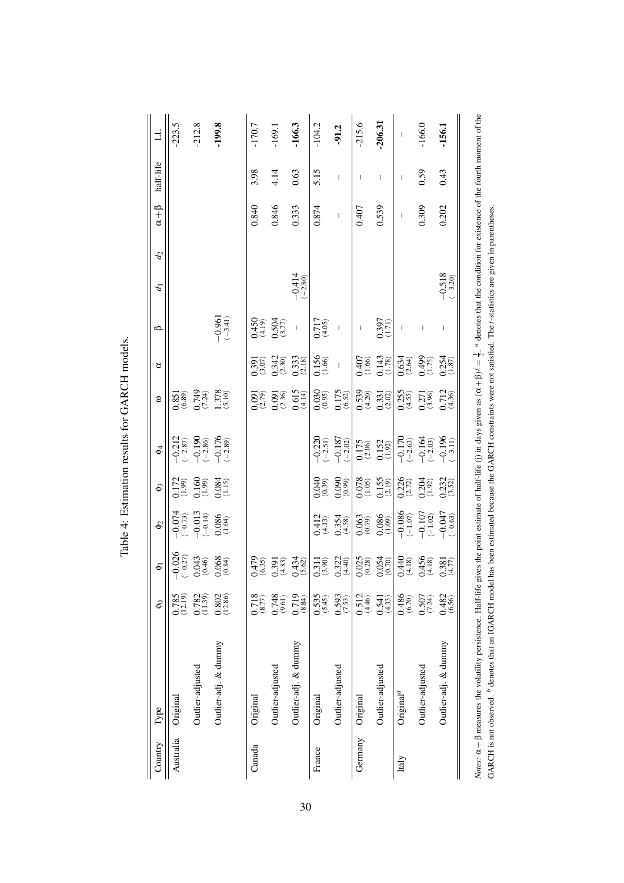Table 4: Estimation results for GARCH models.

| Country | Type | $\phi_0$ | $\phi_1$ | $\phi_2$ | $\phi_3$ | $\phi_4$ | $\omega$ | $\alpha$ | $\beta$ | $d_1$ | $d_2$ | $\alpha+\beta$ | half-life | LL |
|---|---|---|---|---|---|---|---|---|---|---|---|---|---|---|
| Australia | Original | 0.785 (12.19) | −0.026 (−0.27) | −0.074 (−0.73) | 0.172 (1.99) | −0.212 (−2.87) | 0.851 (6.89) | | | | | | | -223.5 |
| | Outlier-adjusted | 0.782 (11.39) | 0.043 (0.46) | −0.013 (−0.14) | 0.160 (1.99) | −0.190 (−2.86) | 0.749 (7.24) | | | | | | | -212.8 |
| | Outlier-adj. & dummy | 0.802 (12.86) | 0.068 (0.84) | 0.086 (1.04) | 0.084 (1.15) | −0.176 (−2.89) | 1.378 (5.10) | | −0.961 (−3.41) | | | | | **-199.8** |
| Canada | Original | 0.718 (8.77) | 0.479 (6.35) | | | | 0.091 (2.79) | 0.391 (3.07) | 0.450 (4.19) | | | 0.840 | 3.98 | -170.7 |
| | Outlier-adjusted | 0.748 (9.61) | 0.391 (4.83) | | | | 0.091 (2.36) | 0.342 (2.30) | 0.504 (3.77) | | | 0.846 | 4.14 | -169.1 |
| | Outlier-adj. & dummy | 0.719 (8.84) | 0.434 (5.62) | | | | 0.615 (4.14) | 0.333 (2.18) | – | −0.414 (−2.80) | | 0.333 | 0.63 | **-166.3** |
| France | Original | 0.535 (5.45) | 0.311 (3.90) | 0.412 (4.13) | 0.040 (0.39) | −0.220 (−2.51) | 0.030 (0.95) | 0.156 (1.66) | 0.717 (4.05) | | | 0.874 | 5.15 | -104.2 |
| | Outlier-adjusted | 0.593 (7.53) | 0.322 (4.40) | 0.354 (4.58) | 0.090 (0.99) | −0.187 (−2.02) | 0.175 (6.52) | – | – | | | – | – | **-91.2** |
| Germany | Original | 0.512 (4.46) | 0.025 (0.28) | 0.063 (0.79) | 0.078 (1.05) | 0.175 (2.06) | 0.539 (4.20) | 0.407 (1.66) | – | | | 0.407 | – | -215.6 |
| | Outlier-adjusted | 0.541 (4.33) | 0.054 (0.70) | 0.086 (1.09) | 0.155 (2.19) | 0.152 (1.92) | 0.331 (2.02) | 0.143 (1.78) | 0.397 (1.71) | | | 0.539 | – | **-206.31** |
| Italy | Original[a] | 0.486 (6.70) | 0.440 (4.18) | −0.086 (−1.07) | 0.226 (2.72) | −0.170 (−2.63) | 0.255 (4.55) | 0.634 (2.64) | – | | | – | – | – |
| | Outlier-adjusted | 0.507 (7.24) | 0.456 (4.18) | −0.107 (−1.02) | 0.204 (1.92) | −0.164 (−2.03) | 0.271 (3.96) | 0.499 (1.75) | – | | | 0.309 | 0.59 | -166.0 |
| | Outlier-adj. & dummy | 0.482 (6.56) | 0.381 (4.77) | −0.047 (−0.63) | 0.232 (3.52) | −0.196 (−3.11) | 0.712 (4.36) | 0.254 (1.87) | – | −0.518 (−3.20) | | 0.202 | 0.43 | **-156.1** |

*Notes*: $\alpha+\beta$ measures the volatility persistence. Half-life gives the point estimate of half-life ($j$) in days given as $(\alpha+\beta)^j = \frac{1}{2}$. [a] denotes that the condition for existence of the fourth moment of the GARCH is not observed. [b] denotes that an IGARCH model has been estimated because the GARCH constraints were not satisfied. The $t$-statistics are given in parentheses.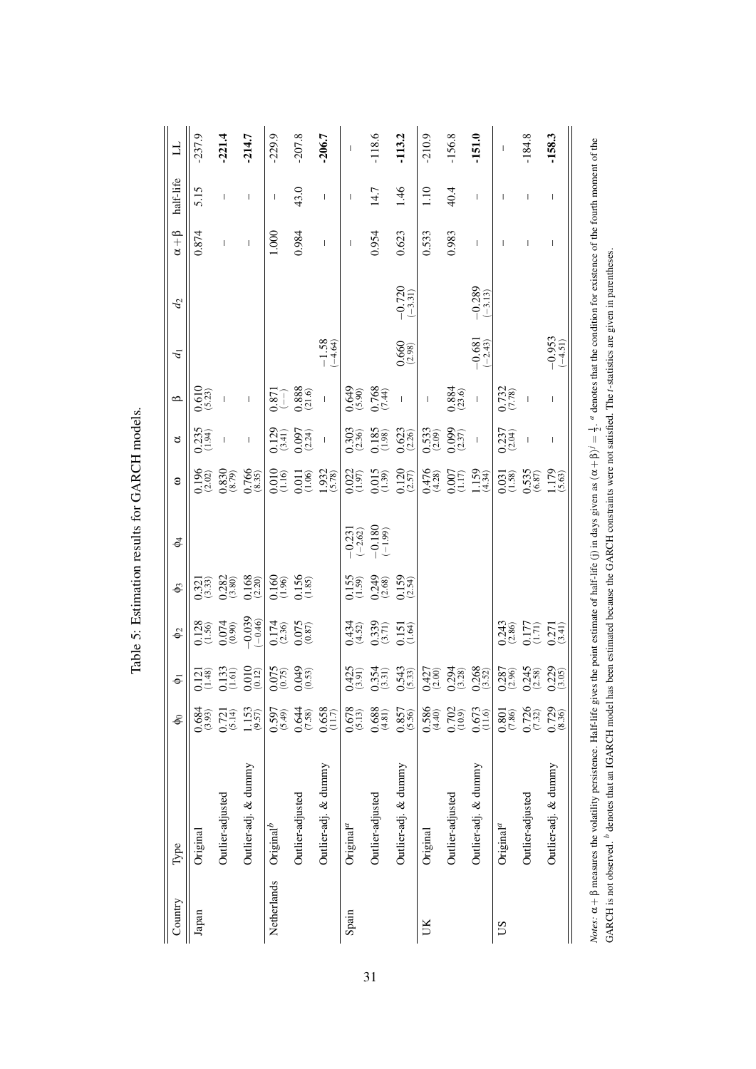Table 5: Estimation results for GARCH models.

| Country | Type | $\phi_0$ | $\phi_1$ | $\phi_2$ | $\phi_3$ | $\phi_4$ | $\omega$ | $\alpha$ | $\beta$ | $d_1$ | $d_2$ | $\alpha+\beta$ | half-life | LL |
|---|---|---|---|---|---|---|---|---|---|---|---|---|---|---|
| Japan | Original | 0.684 (3.93) | 0.121 (1.48) | 0.128 (1.56) | 0.321 (3.33) | | 0.196 (2.02) | 0.235 (1.94) | 0.610 (5.23) | | | 0.874 | 5.15 | -237.9 |
| | Outlier-adjusted | 0.721 (5.14) | 0.133 (1.61) | 0.074 (0.90) | 0.282 (3.80) | | 0.830 (8.79) | – | – | | | – | – | **-221.4** |
| | Outlier-adj. & dummy | 1.153 (9.57) | 0.010 (0.12) | −0.039 (−0.46) | 0.168 (2.20) | | 0.766 (8.35) | – | – | | | – | – | **-214.7** |
| Netherlands | Original[b] | 0.597 (5.49) | 0.075 (0.75) | 0.174 (2.36) | 0.160 (1.96) | | 0.010 (1.16) | 0.129 (3.41) | 0.871 (–) | | | 1.000 | – | -229.9 |
| | Outlier-adjusted | 0.644 (7.58) | 0.049 (0.53) | 0.075 (0.87) | 0.156 (1.85) | | 0.011 (1.06) | 0.097 (2.24) | 0.888 (21.6) | | | 0.984 | 43.0 | -207.8 |
| | Outlier-adj. & dummy | 0.658 (11.7) | | | | | 1.932 (5.78) | – | – | −1.58 (−4.64) | | – | – | **-206.7** |
| Spain | Original[a] | 0.678 (5.13) | 0.425 (3.91) | 0.434 (4.52) | 0.155 (1.59) | −0.231 (−2.62) | 0.022 (1.97) | 0.303 (2.36) | 0.649 (5.90) | | | – | – | – |
| | Outlier-adjusted | 0.688 (4.81) | 0.354 (3.31) | 0.339 (3.71) | 0.249 (2.68) | −0.180 (−1.99) | 0.015 (1.39) | 0.185 (1.98) | 0.768 (7.44) | | | 0.954 | 14.7 | -118.6 |
| | Outlier-adj. & dummy | 0.857 (5.56) | 0.543 (5.33) | 0.151 (1.64) | 0.159 (2.54) | | 0.120 (2.57) | 0.623 (2.26) | – | 0.660 (2.98) | −0.720 (−3.31) | 0.623 | 1.46 | **-113.2** |
| UK | Original | 0.586 (4.40) | 0.427 (2.00) | | | | 0.476 (4.28) | 0.533 (2.09) | – | | | 0.533 | 1.10 | -210.9 |
| | Outlier-adjusted | 0.702 (10.9) | 0.294 (3.28) | | | | 0.007 (1.17) | 0.099 (2.37) | 0.884 (23.6) | | | 0.983 | 40.4 | -156.8 |
| | Outlier-adj. & dummy | 0.673 (11.6) | 0.268 (3.52) | | | | 1.159 (4.34) | – | – | −0.681 (−2.43) | −0.289 (−3.13) | – | – | **-151.0** |
| US | Original[a] | 0.801 (7.86) | 0.287 (2.96) | 0.243 (2.86) | | | 0.031 (1.58) | 0.237 (2.04) | 0.732 (7.78) | | | – | – | – |
| | Outlier-adjusted | 0.726 (7.32) | 0.245 (2.58) | 0.177 (1.71) | | | 0.535 (6.87) | – | – | | | – | – | -184.8 |
| | Outlier-adj. & dummy | 0.729 (8.36) | 0.229 (3.05) | 0.271 (3.41) | | | 1.179 (5.63) | – | – | −0.953 (−4.51) | | – | – | **-158.3** |

*Notes*: $\alpha+\beta$ measures the volatility persistence. Half-life gives the point estimate of half-life (j) in days given as $(\alpha+\beta)^j = \frac{1}{2}$. [a] denotes that the condition for existence of the fourth moment of the GARCH is not observed. [b] denotes that an IGARCH model has been estimated because the GARCH constraints were not satisfied. The *t*-statistics are given in parentheses.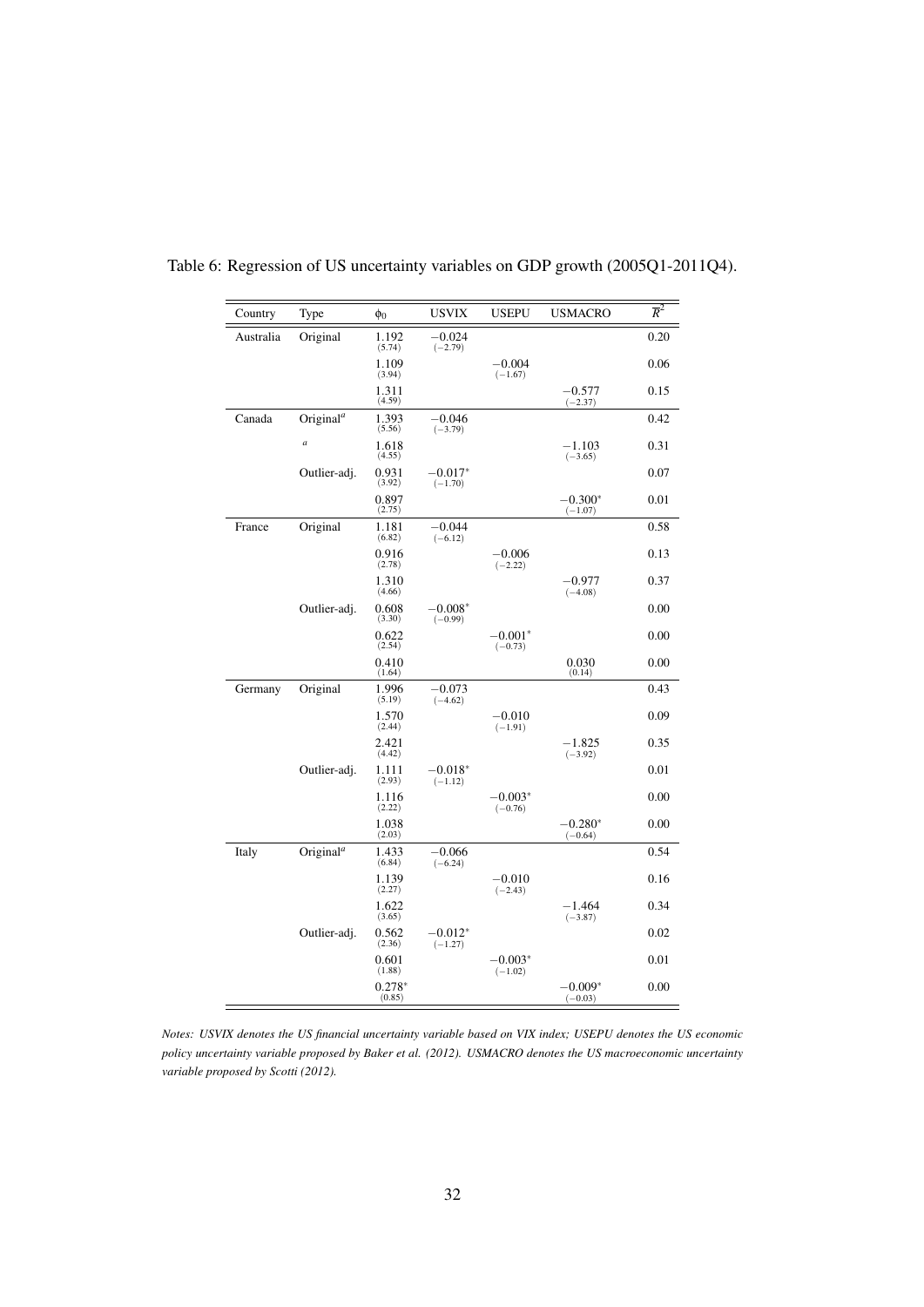Table 6: Regression of US uncertainty variables on GDP growth (2005Q1-2011Q4).

| Country | Type | $\phi_0$ | USVIX | USEPU | USMACRO | $\overline{R}^2$ |
|---|---|---|---|---|---|---|
| Australia | Original | 1.192 (5.74) | −0.024 (−2.79) | | | 0.20 |
| | | 1.109 (3.94) | | −0.004 (−1.67) | | 0.06 |
| | | 1.311 (4.59) | | | −0.577 (−2.37) | 0.15 |
| Canada | Original[a] | 1.393 (5.56) | −0.046 (−3.79) | | | 0.42 |
| | [a] | 1.618 (4.55) | | | −1.103 (−3.65) | 0.31 |
| | Outlier-adj. | 0.931 (3.92) | −0.017* (−1.70) | | | 0.07 |
| | | 0.897 (2.75) | | | −0.300* (−1.07) | 0.01 |
| France | Original | 1.181 (6.82) | −0.044 (−6.12) | | | 0.58 |
| | | 0.916 (2.78) | | −0.006 (−2.22) | | 0.13 |
| | | 1.310 (4.66) | | | −0.977 (−4.08) | 0.37 |
| | Outlier-adj. | 0.608 (3.30) | −0.008* (−0.99) | | | 0.00 |
| | | 0.622 (2.54) | | −0.001* (−0.73) | | 0.00 |
| | | 0.410 (1.64) | | | 0.030 (0.14) | 0.00 |
| Germany | Original | 1.996 (5.19) | −0.073 (−4.62) | | | 0.43 |
| | | 1.570 (2.44) | | −0.010 (−1.91) | | 0.09 |
| | | 2.421 (4.42) | | | −1.825 (−3.92) | 0.35 |
| | Outlier-adj. | 1.111 (2.93) | −0.018* (−1.12) | | | 0.01 |
| | | 1.116 (2.22) | | −0.003* (−0.76) | | 0.00 |
| | | 1.038 (2.03) | | | −0.280* (−0.64) | 0.00 |
| Italy | Original[a] | 1.433 (6.84) | −0.066 (−6.24) | | | 0.54 |
| | | 1.139 (2.27) | | −0.010 (−2.43) | | 0.16 |
| | | 1.622 (3.65) | | | −1.464 (−3.87) | 0.34 |
| | Outlier-adj. | 0.562 (2.36) | −0.012* (−1.27) | | | 0.02 |
| | | 0.601 (1.88) | | −0.003* (−1.02) | | 0.01 |
| | | 0.278* (0.85) | | | −0.009* (−0.03) | 0.00 |

*Notes: USVIX denotes the US financial uncertainty variable based on VIX index; USEPU denotes the US economic policy uncertainty variable proposed by Baker et al. (2012). USMACRO denotes the US macroeconomic uncertainty variable proposed by Scotti (2012).*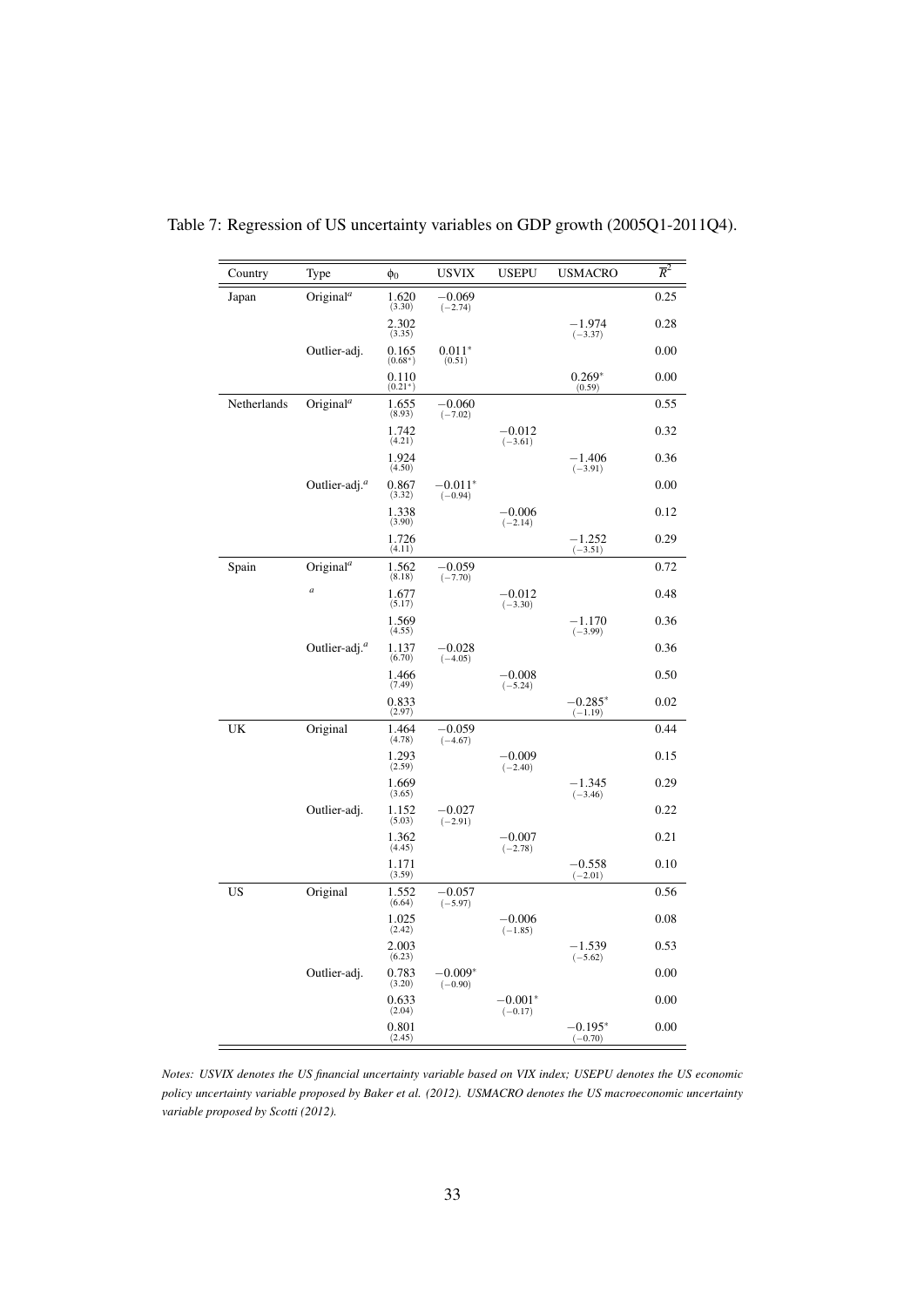Table 7: Regression of US uncertainty variables on GDP growth (2005Q1-2011Q4).

| Country | Type | $\phi_0$ | USVIX | USEPU | USMACRO | $\overline{R}^2$ |
|---|---|---|---|---|---|---|
| Japan | Original[a] | 1.620 (3.30) | −0.069 (−2.74) | | | 0.25 |
| | | 2.302 (3.35) | | | −1.974 (−3.37) | 0.28 |
| | Outlier-adj. | 0.165 (0.68*) | 0.011* (0.51) | | | 0.00 |
| | | 0.110 (0.21*) | | | 0.269* (0.59) | 0.00 |
| Netherlands | Original[a] | 1.655 (8.93) | −0.060 (−7.02) | | | 0.55 |
| | | 1.742 (4.21) | | −0.012 (−3.61) | | 0.32 |
| | | 1.924 (4.50) | | | −1.406 (−3.91) | 0.36 |
| | Outlier-adj.[a] | 0.867 (3.32) | −0.011* (−0.94) | | | 0.00 |
| | | 1.338 (3.90) | | −0.006 (−2.14) | | 0.12 |
| | | 1.726 (4.11) | | | −1.252 (−3.51) | 0.29 |
| Spain | Original[a] | 1.562 (8.18) | −0.059 (−7.70) | | | 0.72 |
| | [a] | 1.677 (5.17) | | −0.012 (−3.30) | | 0.48 |
| | | 1.569 (4.55) | | | −1.170 (−3.99) | 0.36 |
| | Outlier-adj.[a] | 1.137 (6.70) | −0.028 (−4.05) | | | 0.36 |
| | | 1.466 (7.49) | | −0.008 (−5.24) | | 0.50 |
| | | 0.833 (2.97) | | | −0.285* (−1.19) | 0.02 |
| UK | Original | 1.464 (4.78) | −0.059 (−4.67) | | | 0.44 |
| | | 1.293 (2.59) | | −0.009 (−2.40) | | 0.15 |
| | | 1.669 (3.65) | | | −1.345 (−3.46) | 0.29 |
| | Outlier-adj. | 1.152 (5.03) | −0.027 (−2.91) | | | 0.22 |
| | | 1.362 (4.45) | | −0.007 (−2.78) | | 0.21 |
| | | 1.171 (3.59) | | | −0.558 (−2.01) | 0.10 |
| US | Original | 1.552 (6.64) | −0.057 (−5.97) | | | 0.56 |
| | | 1.025 (2.42) | | −0.006 (−1.85) | | 0.08 |
| | | 2.003 (6.23) | | | −1.539 (−5.62) | 0.53 |
| | Outlier-adj. | 0.783 (3.20) | −0.009* (−0.90) | | | 0.00 |
| | | 0.633 (2.04) | | −0.001* (−0.17) | | 0.00 |
| | | 0.801 (2.45) | | | −0.195* (−0.70) | 0.00 |

*Notes: USVIX denotes the US financial uncertainty variable based on VIX index; USEPU denotes the US economic policy uncertainty variable proposed by Baker et al. (2012). USMACRO denotes the US macroeconomic uncertainty variable proposed by Scotti (2012).*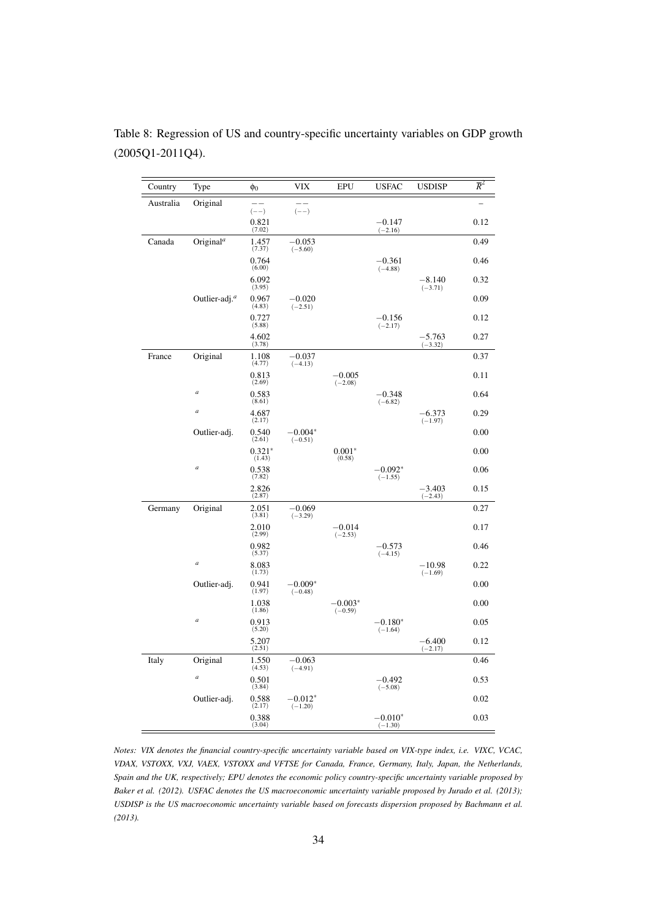Table 8: Regression of US and country-specific uncertainty variables on GDP growth (2005Q1-2011Q4).

| Country | Type | $\phi_0$ | VIX | EPU | USFAC | USDISP | $\overline{R}^2$ |
|---|---|---|---|---|---|---|---|
| Australia | Original | $--$ $(--)$ | $--$ $(--)$ | | | | $-$ |
| | | 0.821 (7.02) | | | $-0.147$ $(-2.16)$ | | 0.12 |
| Canada | Original[a] | 1.457 (7.37) | $-0.053$ $(-5.60)$ | | | | 0.49 |
| | | 0.764 (6.00) | | | $-0.361$ $(-4.88)$ | | 0.46 |
| | | 6.092 (3.95) | | | | $-8.140$ $(-3.71)$ | 0.32 |
| | Outlier-adj.[a] | 0.967 (4.83) | $-0.020$ $(-2.51)$ | | | | 0.09 |
| | | 0.727 (5.88) | | | $-0.156$ $(-2.17)$ | | 0.12 |
| | | 4.602 (3.78) | | | | $-5.763$ $(-3.32)$ | 0.27 |
| France | Original | 1.108 (4.77) | $-0.037$ $(-4.13)$ | | | | 0.37 |
| | | 0.813 (2.69) | | $-0.005$ $(-2.08)$ | | | 0.11 |
| | [a] | 0.583 (8.61) | | | $-0.348$ $(-6.82)$ | | 0.64 |
| | [a] | 4.687 (2.17) | | | | $-6.373$ $(-1.97)$ | 0.29 |
| | Outlier-adj. | 0.540 (2.61) | $-0.004^{*}$ $(-0.51)$ | | | | 0.00 |
| | | $0.321^{*}$ (1.43) | | $0.001^{*}$ (0.58) | | | 0.00 |
| | [a] | 0.538 (7.82) | | | $-0.092^{*}$ $(-1.55)$ | | 0.06 |
| | | 2.826 (2.87) | | | | $-3.403$ $(-2.43)$ | 0.15 |
| Germany | Original | 2.051 (3.81) | $-0.069$ $(-3.29)$ | | | | 0.27 |
| | | 2.010 (2.99) | | $-0.014$ $(-2.53)$ | | | 0.17 |
| | | 0.982 (5.37) | | | $-0.573$ $(-4.15)$ | | 0.46 |
| | [a] | 8.083 (1.73) | | | | $-10.98$ $(-1.69)$ | 0.22 |
| | Outlier-adj. | 0.941 (1.97) | $-0.009^{*}$ $(-0.48)$ | | | | 0.00 |
| | | 1.038 (1.86) | | $-0.003^{*}$ $(-0.59)$ | | | 0.00 |
| | [a] | 0.913 (5.20) | | | $-0.180^{*}$ $(-1.64)$ | | 0.05 |
| | | 5.207 (2.51) | | | | $-6.400$ $(-2.17)$ | 0.12 |
| Italy | Original | 1.550 (4.53) | $-0.063$ $(-4.91)$ | | | | 0.46 |
| | [a] | 0.501 (3.84) | | | $-0.492$ $(-5.08)$ | | 0.53 |
| | Outlier-adj. | 0.588 (2.17) | $-0.012^{*}$ $(-1.20)$ | | | | 0.02 |
| | | 0.388 (3.04) | | | $-0.010^{*}$ $(-1.30)$ | | 0.03 |

*Notes: VIX denotes the financial country-specific uncertainty variable based on VIX-type index, i.e. VIXC, VCAC, VDAX, VSTOXX, VXJ, VAEX, VSTOXX and VFTSE for Canada, France, Germany, Italy, Japan, the Netherlands, Spain and the UK, respectively; EPU denotes the economic policy country-specific uncertainty variable proposed by Baker et al. (2012). USFAC denotes the US macroeconomic uncertainty variable proposed by Jurado et al. (2013); USDISP is the US macroeconomic uncertainty variable based on forecasts dispersion proposed by Bachmann et al. (2013).*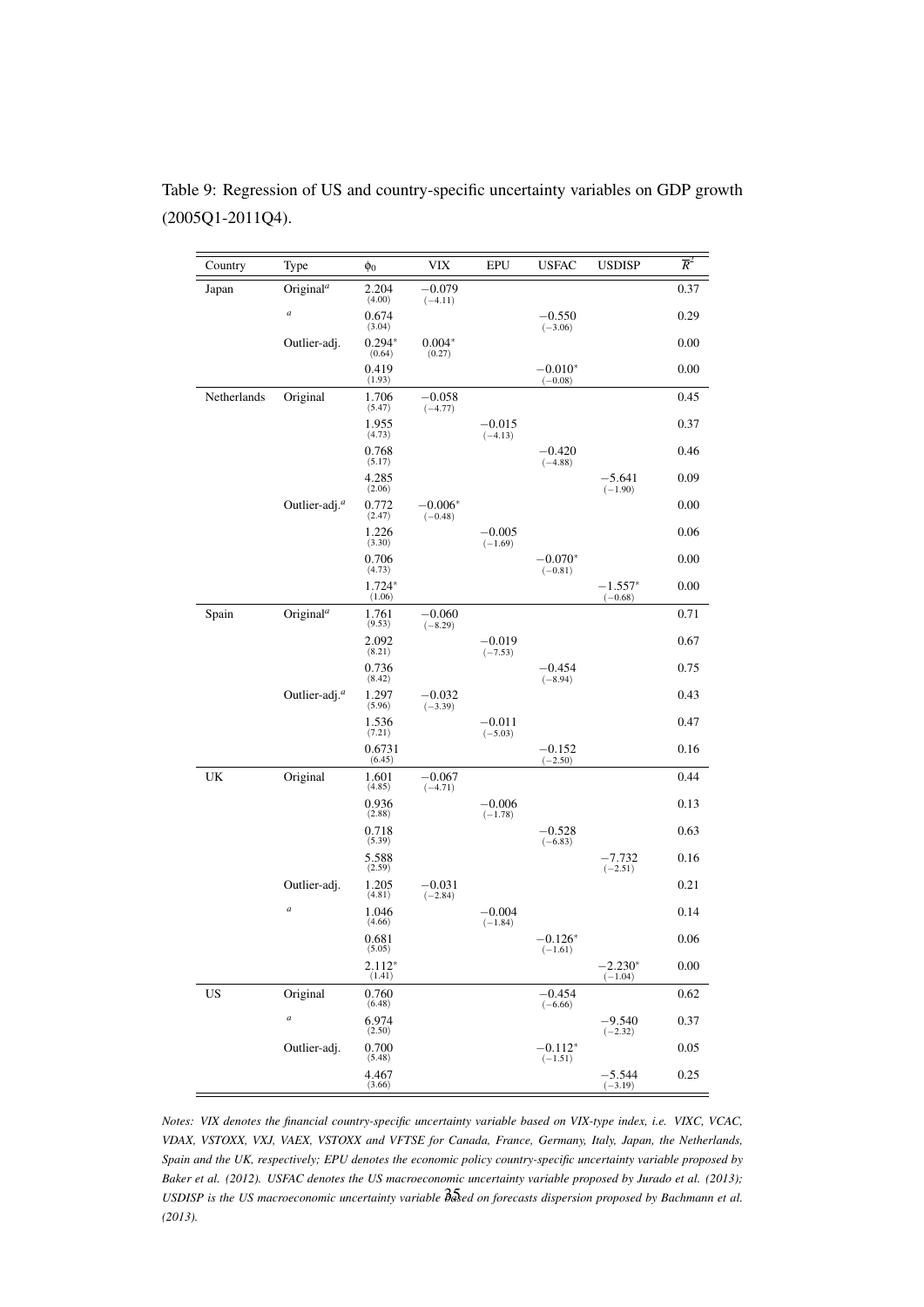Table 9: Regression of US and country-specific uncertainty variables on GDP growth (2005Q1-2011Q4).

| Country | Type | $\phi_0$ | VIX | EPU | USFAC | USDISP | $\overline{R}^2$ |
|---|---|---|---|---|---|---|---|
| Japan | Original[a] | 2.204 (4.00) | $-0.079$ ($-4.11$) | | | | 0.37 |
| | [a] | 0.674 (3.04) | | | $-0.550$ ($-3.06$) | | 0.29 |
| | Outlier-adj. | 0.294* (0.64) | 0.004* (0.27) | | | | 0.00 |
| | | 0.419 (1.93) | | | $-0.010$* ($-0.08$) | | 0.00 |
| Netherlands | Original | 1.706 (5.47) | $-0.058$ ($-4.77$) | | | | 0.45 |
| | | 1.955 (4.73) | | $-0.015$ ($-4.13$) | | | 0.37 |
| | | 0.768 (5.17) | | | $-0.420$ ($-4.88$) | | 0.46 |
| | | 4.285 (2.06) | | | | $-5.641$ ($-1.90$) | 0.09 |
| | Outlier-adj.[a] | 0.772 (2.47) | $-0.006$* ($-0.48$) | | | | 0.00 |
| | | 1.226 (3.30) | | $-0.005$ ($-1.69$) | | | 0.06 |
| | | 0.706 (4.73) | | | $-0.070$* ($-0.81$) | | 0.00 |
| | | 1.724* (1.06) | | | | $-1.557$* ($-0.68$) | 0.00 |
| Spain | Original[a] | 1.761 (9.53) | $-0.060$ ($-8.29$) | | | | 0.71 |
| | | 2.092 (8.21) | | $-0.019$ ($-7.53$) | | | 0.67 |
| | | 0.736 (8.42) | | | $-0.454$ ($-8.94$) | | 0.75 |
| | Outlier-adj.[a] | 1.297 (5.96) | $-0.032$ ($-3.39$) | | | | 0.43 |
| | | 1.536 (7.21) | | $-0.011$ ($-5.03$) | | | 0.47 |
| | | 0.6731 (6.45) | | | $-0.152$ ($-2.50$) | | 0.16 |
| UK | Original | 1.601 (4.85) | $-0.067$ ($-4.71$) | | | | 0.44 |
| | | 0.936 (2.88) | | $-0.006$ ($-1.78$) | | | 0.13 |
| | | 0.718 (5.39) | | | $-0.528$ ($-6.83$) | | 0.63 |
| | | 5.588 (2.59) | | | | $-7.732$ ($-2.51$) | 0.16 |
| | Outlier-adj. | 1.205 (4.81) | $-0.031$ ($-2.84$) | | | | 0.21 |
| | [a] | 1.046 (4.66) | | $-0.004$ ($-1.84$) | | | 0.14 |
| | | 0.681 (5.05) | | | $-0.126$* ($-1.61$) | | 0.06 |
| | | 2.112* (1.41) | | | | $-2.230$* ($-1.04$) | 0.00 |
| US | Original | 0.760 (6.48) | | | $-0.454$ ($-6.66$) | | 0.62 |
| | [a] | 6.974 (2.50) | | | | $-9.540$ ($-2.32$) | 0.37 |
| | Outlier-adj. | 0.700 (5.48) | | | $-0.112$* ($-1.51$) | | 0.05 |
| | | 4.467 (3.66) | | | | $-5.544$ ($-3.19$) | 0.25 |

*Notes: VIX denotes the financial country-specific uncertainty variable based on VIX-type index, i.e. VIXC, VCAC, VDAX, VSTOXX, VXJ, VAEX, VSTOXX and VFTSE for Canada, France, Germany, Italy, Japan, the Netherlands, Spain and the UK, respectively; EPU denotes the economic policy country-specific uncertainty variable proposed by Baker et al. (2012). USFAC denotes the US macroeconomic uncertainty variable proposed by Jurado et al. (2013); USDISP is the US macroeconomic uncertainty variable based on forecasts dispersion proposed by Bachmann et al. (2013).*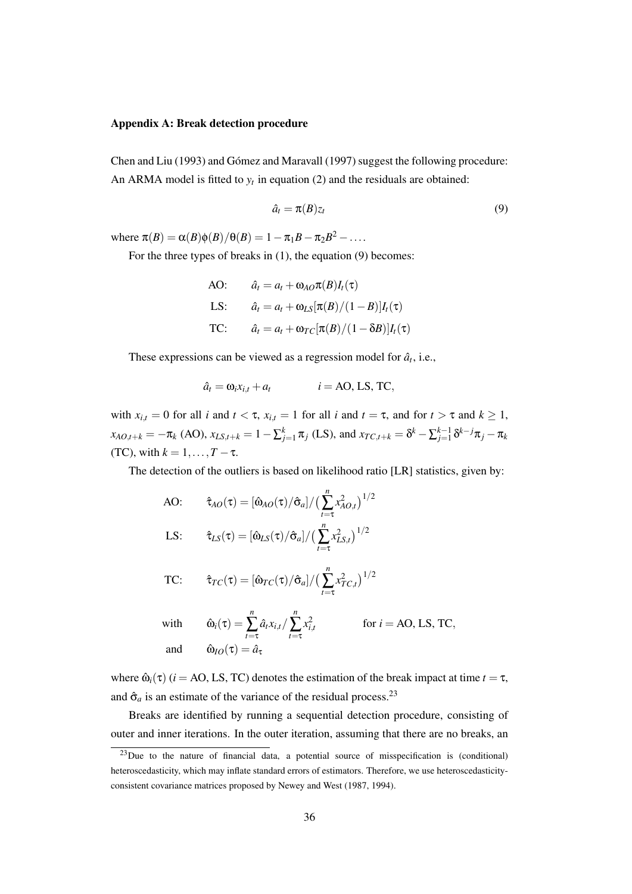**Appendix A: Break detection procedure**

Chen and Liu (1993) and Gómez and Maravall (1997) suggest the following procedure: An ARMA model is fitted to $y_t$ in equation (2) and the residuals are obtained:

$$\hat{a}_t = \pi(B) z_t \tag{9}$$

where $\pi(B) = \alpha(B)\phi(B)/\theta(B) = 1 - \pi_1 B - \pi_2 B^2 - \ldots$.

For the three types of breaks in (1), the equation (9) becomes:

$$
\begin{aligned}
\text{AO:} \quad & \hat{a}_t = a_t + \omega_{AO}\pi(B) I_t(\tau) \\
\text{LS:} \quad & \hat{a}_t = a_t + \omega_{LS}[\pi(B)/(1-B)] I_t(\tau) \\
\text{TC:} \quad & \hat{a}_t = a_t + \omega_{TC}[\pi(B)/(1-\delta B)] I_t(\tau)
\end{aligned}
$$

These expressions can be viewed as a regression model for $\hat{a}_t$, i.e.,

$$\hat{a}_t = \omega_i x_{i,t} + a_t \qquad i = \text{AO, LS, TC},$$

with $x_{i,t} = 0$ for all $i$ and $t < \tau$, $x_{i,t} = 1$ for all $i$ and $t = \tau$, and for $t > \tau$ and $k \geq 1$, $x_{AO,t+k} = -\pi_k$ (AO), $x_{LS,t+k} = 1 - \sum_{j=1}^{k} \pi_j$ (LS), and $x_{TC,t+k} = \delta^k - \sum_{j=1}^{k-1} \delta^{k-j}\pi_j - \pi_k$ (TC), with $k = 1, \ldots, T - \tau$.

The detection of the outliers is based on likelihood ratio [LR] statistics, given by:

$$
\begin{aligned}
\text{AO:} \quad & \hat{\tau}_{AO}(\tau) = [\hat{\omega}_{AO}(\tau)/\hat{\sigma}_a] / \Big(\sum_{t=\tau}^{n} x_{AO,t}^2\Big)^{1/2} \\
\text{LS:} \quad & \hat{\tau}_{LS}(\tau) = [\hat{\omega}_{LS}(\tau)/\hat{\sigma}_a] / \Big(\sum_{t=\tau}^{n} x_{LS,t}^2\Big)^{1/2} \\
\text{TC:} \quad & \hat{\tau}_{TC}(\tau) = [\hat{\omega}_{TC}(\tau)/\hat{\sigma}_a] / \Big(\sum_{t=\tau}^{n} x_{TC,t}^2\Big)^{1/2} \\
\text{with} \quad & \hat{\omega}_i(\tau) = \sum_{t=\tau}^{n} \hat{a}_t x_{i,t} / \sum_{t=\tau}^{n} x_{i,t}^2 \qquad \text{for } i = \text{AO, LS, TC}, \\
\text{and} \quad & \hat{\omega}_{IO}(\tau) = \hat{a}_\tau
\end{aligned}
$$

where $\hat{\omega}_i(\tau)$ ($i =$ AO, LS, TC) denotes the estimation of the break impact at time $t = \tau$, and $\hat{\sigma}_a$ is an estimate of the variance of the residual process.[23]

Breaks are identified by running a sequential detection procedure, consisting of outer and inner iterations. In the outer iteration, assuming that there are no breaks, an

[23] Due to the nature of financial data, a potential source of misspecification is (conditional) heteroscedasticity, which may inflate standard errors of estimators. Therefore, we use heteroscedasticity-consistent covariance matrices proposed by Newey and West (1987, 1994).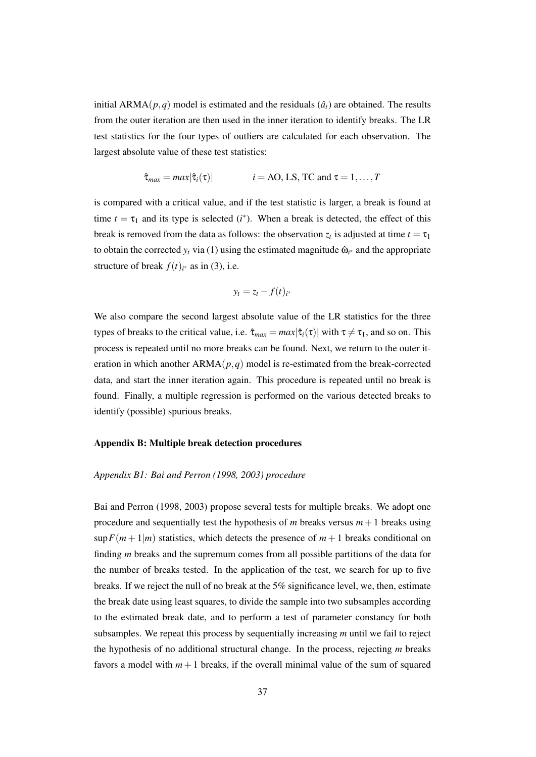initial ARMA$(p,q)$ model is estimated and the residuals $(\hat{a}_t)$ are obtained. The results from the outer iteration are then used in the inner iteration to identify breaks. The LR test statistics for the four types of outliers are calculated for each observation. The largest absolute value of these test statistics:

$$\hat{\tau}_{max} = max|\hat{\tau}_i(\tau)| \qquad\qquad i = \text{AO, LS, TC and } \tau = 1,\ldots,T$$

is compared with a critical value, and if the test statistic is larger, a break is found at time $t = \tau_1$ and its type is selected $(i^*)$. When a break is detected, the effect of this break is removed from the data as follows: the observation $z_t$ is adjusted at time $t = \tau_1$ to obtain the corrected $y_t$ via (1) using the estimated magnitude $\hat{\omega}_{i^*}$ and the appropriate structure of break $f(t)_{i^*}$ as in (3), i.e.

$$y_t = z_t - f(t)_{i^*}$$

We also compare the second largest absolute value of the LR statistics for the three types of breaks to the critical value, i.e. $\hat{\tau}_{max} = max|\hat{\tau}_i(\tau)|$ with $\tau \neq \tau_1$, and so on. This process is repeated until no more breaks can be found. Next, we return to the outer iteration in which another ARMA$(p,q)$ model is re-estimated from the break-corrected data, and start the inner iteration again. This procedure is repeated until no break is found. Finally, a multiple regression is performed on the various detected breaks to identify (possible) spurious breaks.

## Appendix B: Multiple break detection procedures

### *Appendix B1: Bai and Perron (1998, 2003) procedure*

Bai and Perron (1998, 2003) propose several tests for multiple breaks. We adopt one procedure and sequentially test the hypothesis of $m$ breaks versus $m+1$ breaks using $\sup F(m+1|m)$ statistics, which detects the presence of $m+1$ breaks conditional on finding $m$ breaks and the supremum comes from all possible partitions of the data for the number of breaks tested. In the application of the test, we search for up to five breaks. If we reject the null of no break at the 5% significance level, we, then, estimate the break date using least squares, to divide the sample into two subsamples according to the estimated break date, and to perform a test of parameter constancy for both subsamples. We repeat this process by sequentially increasing $m$ until we fail to reject the hypothesis of no additional structural change. In the process, rejecting $m$ breaks favors a model with $m+1$ breaks, if the overall minimal value of the sum of squared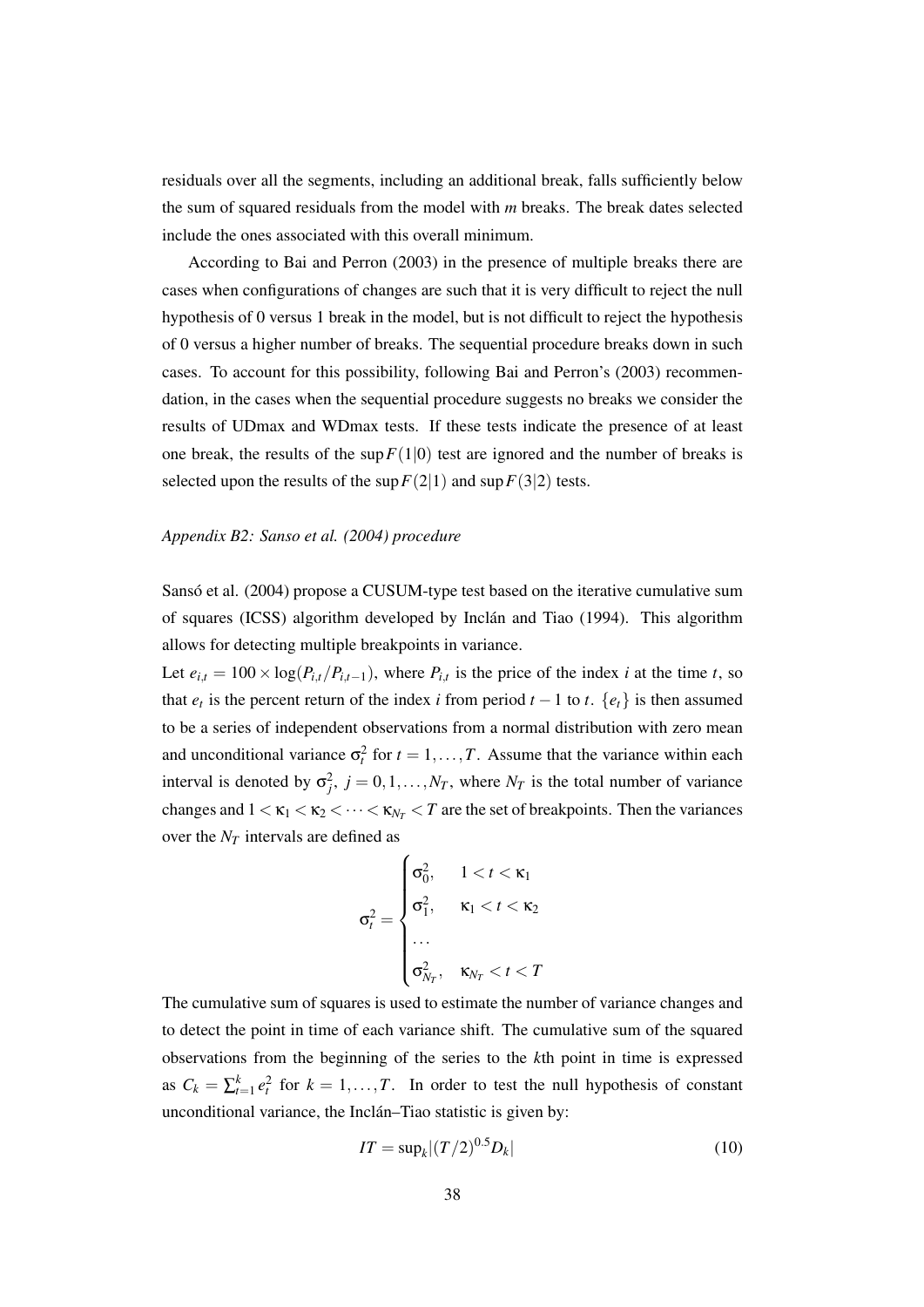residuals over all the segments, including an additional break, falls sufficiently below the sum of squared residuals from the model with *m* breaks. The break dates selected include the ones associated with this overall minimum.

According to Bai and Perron (2003) in the presence of multiple breaks there are cases when configurations of changes are such that it is very difficult to reject the null hypothesis of 0 versus 1 break in the model, but is not difficult to reject the hypothesis of 0 versus a higher number of breaks. The sequential procedure breaks down in such cases. To account for this possibility, following Bai and Perron's (2003) recommendation, in the cases when the sequential procedure suggests no breaks we consider the results of UDmax and WDmax tests. If these tests indicate the presence of at least one break, the results of the $\sup F(1|0)$ test are ignored and the number of breaks is selected upon the results of the $\sup F(2|1)$ and $\sup F(3|2)$ tests.

*Appendix B2: Sanso et al. (2004) procedure*

Sansó et al. (2004) propose a CUSUM-type test based on the iterative cumulative sum of squares (ICSS) algorithm developed by Inclán and Tiao (1994). This algorithm allows for detecting multiple breakpoints in variance.

Let $e_{i,t} = 100 \times \log(P_{i,t}/P_{i,t-1})$, where $P_{i,t}$ is the price of the index $i$ at the time $t$, so that $e_t$ is the percent return of the index $i$ from period $t-1$ to $t$. $\{e_t\}$ is then assumed to be a series of independent observations from a normal distribution with zero mean and unconditional variance $\sigma_t^2$ for $t = 1, \ldots, T$. Assume that the variance within each interval is denoted by $\sigma_j^2$, $j = 0, 1, \ldots, N_T$, where $N_T$ is the total number of variance changes and $1 < \kappa_1 < \kappa_2 < \cdots < \kappa_{N_T} < T$ are the set of breakpoints. Then the variances over the $N_T$ intervals are defined as

$$\sigma_t^2 = \begin{cases} \sigma_0^2, & 1 < t < \kappa_1 \\ \sigma_1^2, & \kappa_1 < t < \kappa_2 \\ \ldots & \\ \sigma_{N_T}^2, & \kappa_{N_T} < t < T \end{cases}$$

The cumulative sum of squares is used to estimate the number of variance changes and to detect the point in time of each variance shift. The cumulative sum of the squared observations from the beginning of the series to the $k$th point in time is expressed as $C_k = \sum_{t=1}^{k} e_t^2$ for $k = 1, \ldots, T$. In order to test the null hypothesis of constant unconditional variance, the Inclán–Tiao statistic is given by:

$$IT = \sup_k |(T/2)^{0.5} D_k| \tag{10}$$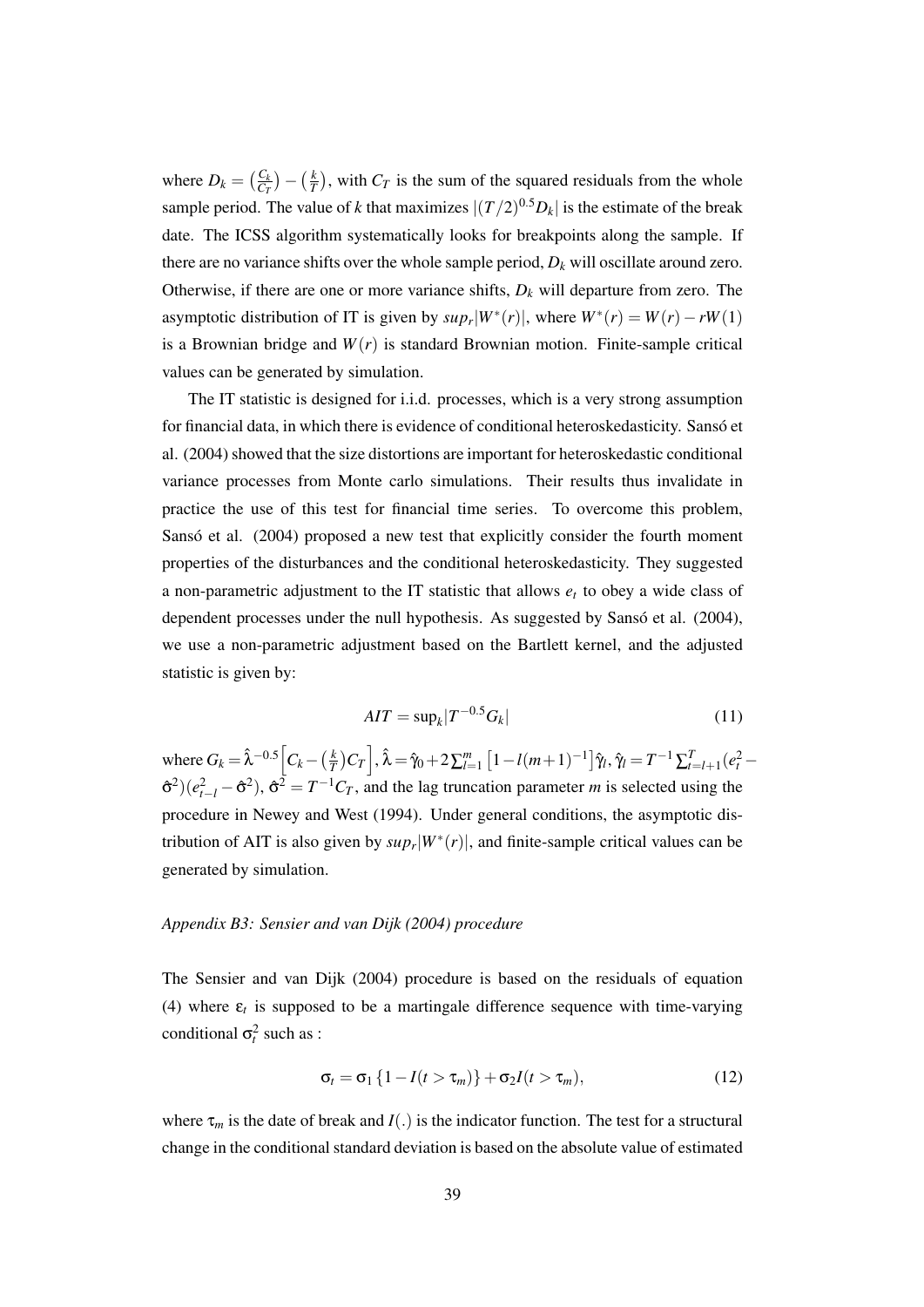where $D_k = \left(\frac{C_k}{C_T}\right) - \left(\frac{k}{T}\right)$, with $C_T$ is the sum of the squared residuals from the whole sample period. The value of $k$ that maximizes $|(T/2)^{0.5} D_k|$ is the estimate of the break date. The ICSS algorithm systematically looks for breakpoints along the sample. If there are no variance shifts over the whole sample period, $D_k$ will oscillate around zero. Otherwise, if there are one or more variance shifts, $D_k$ will departure from zero. The asymptotic distribution of IT is given by $sup_r|W^*(r)|$, where $W^*(r) = W(r) - rW(1)$ is a Brownian bridge and $W(r)$ is standard Brownian motion. Finite-sample critical values can be generated by simulation.

The IT statistic is designed for i.i.d. processes, which is a very strong assumption for financial data, in which there is evidence of conditional heteroskedasticity. Sansó et al. (2004) showed that the size distortions are important for heteroskedastic conditional variance processes from Monte carlo simulations. Their results thus invalidate in practice the use of this test for financial time series. To overcome this problem, Sansó et al. (2004) proposed a new test that explicitly consider the fourth moment properties of the disturbances and the conditional heteroskedasticity. They suggested a non-parametric adjustment to the IT statistic that allows $e_t$ to obey a wide class of dependent processes under the null hypothesis. As suggested by Sansó et al. (2004), we use a non-parametric adjustment based on the Bartlett kernel, and the adjusted statistic is given by:

$$AIT = \sup_k |T^{-0.5} G_k| \tag{11}$$

where $G_k = \hat{\lambda}^{-0.5}\left[C_k - \left(\frac{k}{T}\right)C_T\right]$, $\hat{\lambda} = \hat{\gamma}_0 + 2\sum_{l=1}^{m}\left[1 - l(m+1)^{-1}\right]\hat{\gamma}_l$, $\hat{\gamma}_l = T^{-1}\sum_{t=l+1}^{T}(e_t^2 - \hat{\sigma}^2)(e_{t-l}^2 - \hat{\sigma}^2)$, $\hat{\sigma}^2 = T^{-1}C_T$, and the lag truncation parameter $m$ is selected using the procedure in Newey and West (1994). Under general conditions, the asymptotic distribution of AIT is also given by $sup_r|W^*(r)|$, and finite-sample critical values can be generated by simulation.

*Appendix B3: Sensier and van Dijk (2004) procedure*

The Sensier and van Dijk (2004) procedure is based on the residuals of equation (4) where $\varepsilon_t$ is supposed to be a martingale difference sequence with time-varying conditional $\sigma_t^2$ such as :

$$\sigma_t = \sigma_1 \{1 - I(t > \tau_m)\} + \sigma_2 I(t > \tau_m), \tag{12}$$

where $\tau_m$ is the date of break and $I(.)$ is the indicator function. The test for a structural change in the conditional standard deviation is based on the absolute value of estimated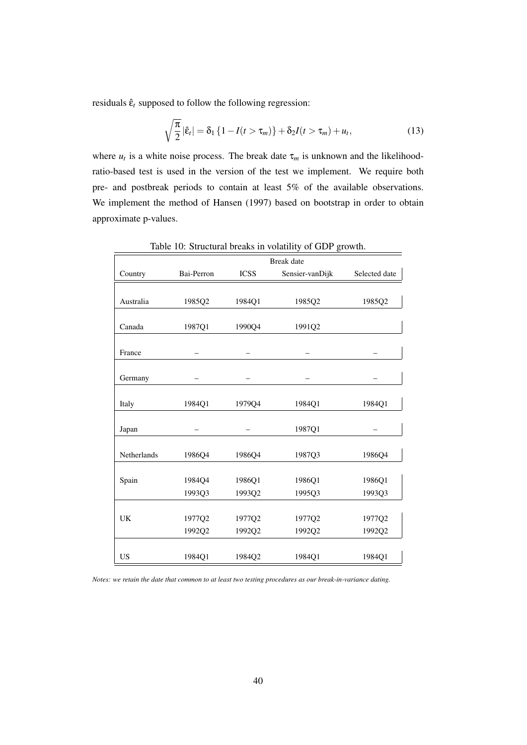residuals $\hat{\varepsilon}_t$ supposed to follow the following regression:

$$\sqrt{\frac{\pi}{2}}|\hat{\varepsilon}_t| = \delta_1 \{1 - I(t > \tau_m)\} + \delta_2 I(t > \tau_m) + u_t, \tag{13}$$

where $u_t$ is a white noise process. The break date $\tau_m$ is unknown and the likelihood-ratio-based test is used in the version of the test we implement. We require both pre- and postbreak periods to contain at least 5% of the available observations. We implement the method of Hansen (1997) based on bootstrap in order to obtain approximate p-values.

Table 10: Structural breaks in volatility of GDP growth.

| | Break date | | | |
|---|---|---|---|---|
| Country | Bai-Perron | ICSS | Sensier-vanDijk | Selected date |
| Australia | 1985Q2 | 1984Q1 | 1985Q2 | 1985Q2 |
| Canada | 1987Q1 | 1990Q4 | 1991Q2 | |
| France | – | – | – | – |
| Germany | – | – | – | – |
| Italy | 1984Q1 | 1979Q4 | 1984Q1 | 1984Q1 |
| Japan | – | – | 1987Q1 | – |
| Netherlands | 1986Q4 | 1986Q4 | 1987Q3 | 1986Q4 |
| Spain | 1984Q4 | 1986Q1 | 1986Q1 | 1986Q1 |
| | 1993Q3 | 1993Q2 | 1995Q3 | 1993Q3 |
| UK | 1977Q2 | 1977Q2 | 1977Q2 | 1977Q2 |
| | 1992Q2 | 1992Q2 | 1992Q2 | 1992Q2 |
| US | 1984Q1 | 1984Q2 | 1984Q1 | 1984Q1 |

*Notes: we retain the date that common to at least two testing procedures as our break-in-variance dating.*